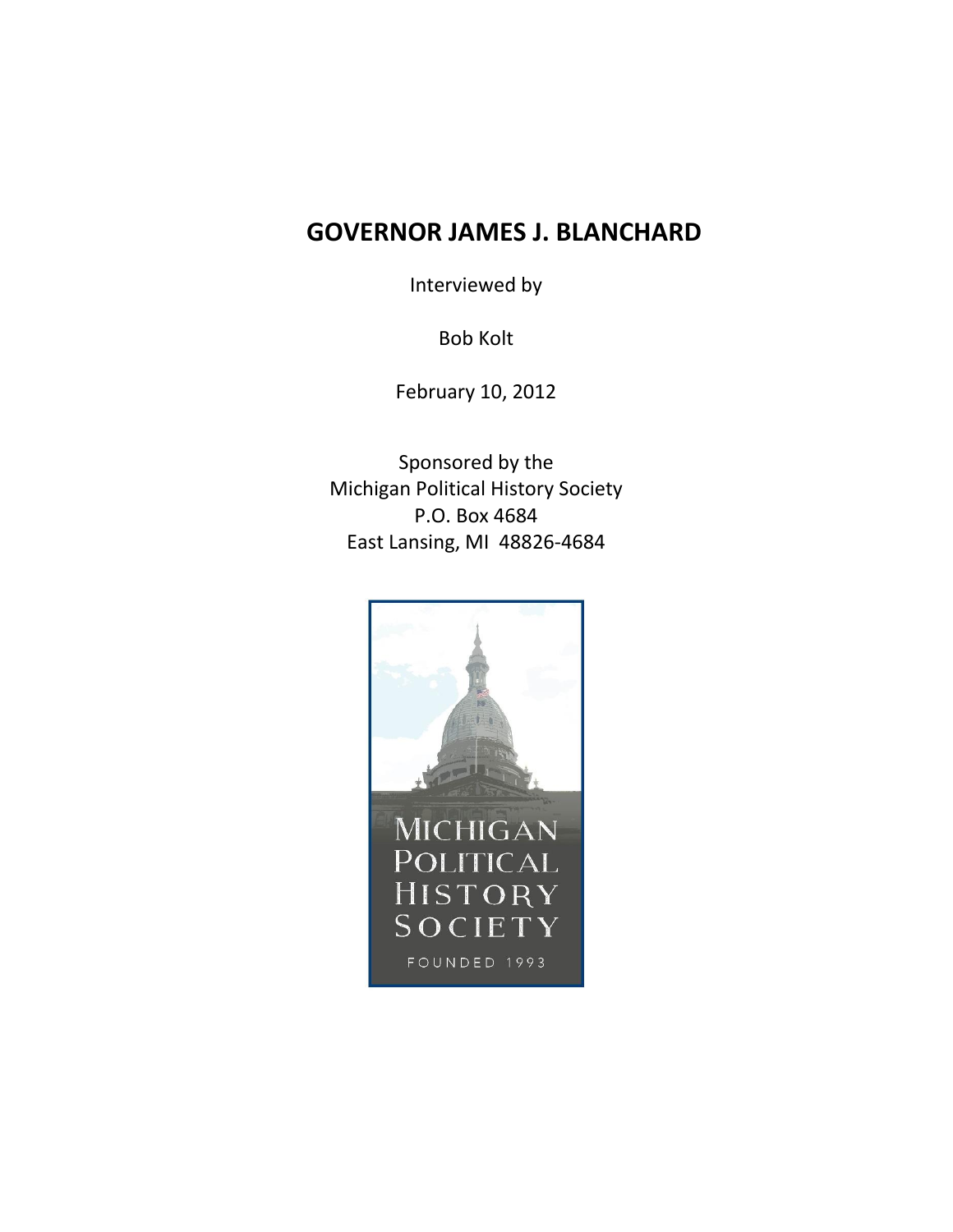# GOVERNOR JAMES J. BLANCHARD

Interviewed by

Bob Kolt

February 10, 2012

Sponsored by the
Michigan Political History Society
P.O. Box 4684
East Lansing, MI 48826-4684

MICHIGAN POLITICAL HISTORY SOCIETY

FOUNDED 1993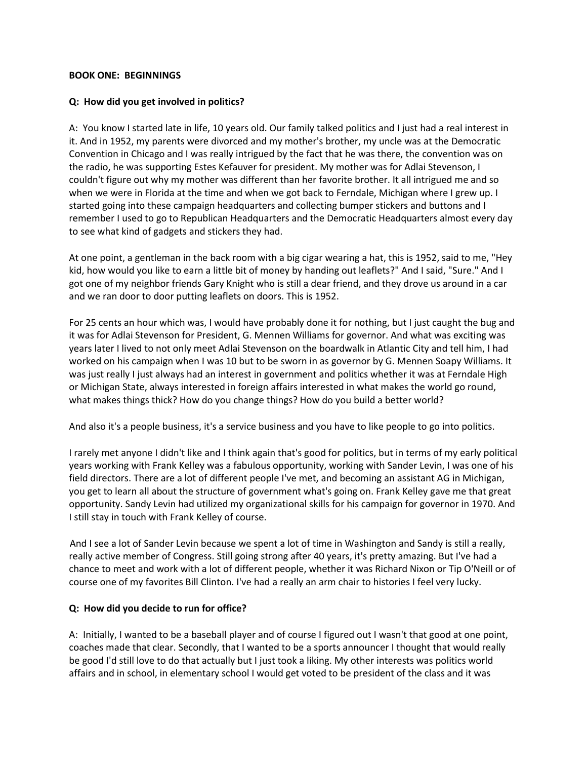**BOOK ONE: BEGINNINGS**

**Q: How did you get involved in politics?**

A: You know I started late in life, 10 years old. Our family talked politics and I just had a real interest in it. And in 1952, my parents were divorced and my mother's brother, my uncle was at the Democratic Convention in Chicago and I was really intrigued by the fact that he was there, the convention was on the radio, he was supporting Estes Kefauver for president. My mother was for Adlai Stevenson, I couldn't figure out why my mother was different than her favorite brother. It all intrigued me and so when we were in Florida at the time and when we got back to Ferndale, Michigan where I grew up. I started going into these campaign headquarters and collecting bumper stickers and buttons and I remember I used to go to Republican Headquarters and the Democratic Headquarters almost every day to see what kind of gadgets and stickers they had.

At one point, a gentleman in the back room with a big cigar wearing a hat, this is 1952, said to me, "Hey kid, how would you like to earn a little bit of money by handing out leaflets?" And I said, "Sure." And I got one of my neighbor friends Gary Knight who is still a dear friend, and they drove us around in a car and we ran door to door putting leaflets on doors. This is 1952.

For 25 cents an hour which was, I would have probably done it for nothing, but I just caught the bug and it was for Adlai Stevenson for President, G. Mennen Williams for governor. And what was exciting was years later I lived to not only meet Adlai Stevenson on the boardwalk in Atlantic City and tell him, I had worked on his campaign when I was 10 but to be sworn in as governor by G. Mennen Soapy Williams. It was just really I just always had an interest in government and politics whether it was at Ferndale High or Michigan State, always interested in foreign affairs interested in what makes the world go round, what makes things thick? How do you change things? How do you build a better world?

And also it's a people business, it's a service business and you have to like people to go into politics.

I rarely met anyone I didn't like and I think again that's good for politics, but in terms of my early political years working with Frank Kelley was a fabulous opportunity, working with Sander Levin, I was one of his field directors. There are a lot of different people I've met, and becoming an assistant AG in Michigan, you get to learn all about the structure of government what's going on. Frank Kelley gave me that great opportunity. Sandy Levin had utilized my organizational skills for his campaign for governor in 1970. And I still stay in touch with Frank Kelley of course.

And I see a lot of Sander Levin because we spent a lot of time in Washington and Sandy is still a really, really active member of Congress. Still going strong after 40 years, it's pretty amazing. But I've had a chance to meet and work with a lot of different people, whether it was Richard Nixon or Tip O'Neill or of course one of my favorites Bill Clinton. I've had a really an arm chair to histories I feel very lucky.

**Q: How did you decide to run for office?**

A: Initially, I wanted to be a baseball player and of course I figured out I wasn't that good at one point, coaches made that clear. Secondly, that I wanted to be a sports announcer I thought that would really be good I'd still love to do that actually but I just took a liking. My other interests was politics world affairs and in school, in elementary school I would get voted to be president of the class and it was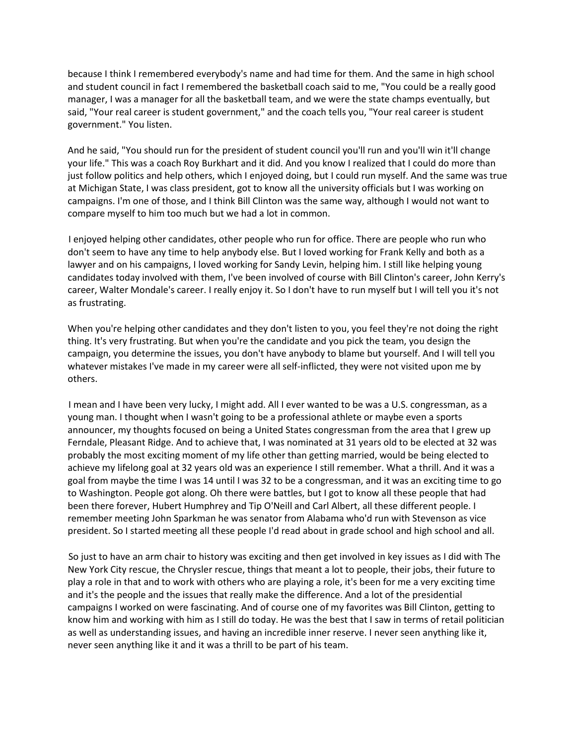because I think I remembered everybody's name and had time for them. And the same in high school and student council in fact I remembered the basketball coach said to me, "You could be a really good manager, I was a manager for all the basketball team, and we were the state champs eventually, but said, "Your real career is student government," and the coach tells you, "Your real career is student government." You listen.

And he said, "You should run for the president of student council you'll run and you'll win it'll change your life." This was a coach Roy Burkhart and it did. And you know I realized that I could do more than just follow politics and help others, which I enjoyed doing, but I could run myself. And the same was true at Michigan State, I was class president, got to know all the university officials but I was working on campaigns. I'm one of those, and I think Bill Clinton was the same way, although I would not want to compare myself to him too much but we had a lot in common.

I enjoyed helping other candidates, other people who run for office. There are people who run who don't seem to have any time to help anybody else. But I loved working for Frank Kelly and both as a lawyer and on his campaigns, I loved working for Sandy Levin, helping him. I still like helping young candidates today involved with them, I've been involved of course with Bill Clinton's career, John Kerry's career, Walter Mondale's career. I really enjoy it. So I don't have to run myself but I will tell you it's not as frustrating.

When you're helping other candidates and they don't listen to you, you feel they're not doing the right thing. It's very frustrating. But when you're the candidate and you pick the team, you design the campaign, you determine the issues, you don't have anybody to blame but yourself. And I will tell you whatever mistakes I've made in my career were all self-inflicted, they were not visited upon me by others.

I mean and I have been very lucky, I might add. All I ever wanted to be was a U.S. congressman, as a young man. I thought when I wasn't going to be a professional athlete or maybe even a sports announcer, my thoughts focused on being a United States congressman from the area that I grew up Ferndale, Pleasant Ridge. And to achieve that, I was nominated at 31 years old to be elected at 32 was probably the most exciting moment of my life other than getting married, would be being elected to achieve my lifelong goal at 32 years old was an experience I still remember. What a thrill. And it was a goal from maybe the time I was 14 until I was 32 to be a congressman, and it was an exciting time to go to Washington. People got along. Oh there were battles, but I got to know all these people that had been there forever, Hubert Humphrey and Tip O'Neill and Carl Albert, all these different people. I remember meeting John Sparkman he was senator from Alabama who'd run with Stevenson as vice president. So I started meeting all these people I'd read about in grade school and high school and all.

So just to have an arm chair to history was exciting and then get involved in key issues as I did with The New York City rescue, the Chrysler rescue, things that meant a lot to people, their jobs, their future to play a role in that and to work with others who are playing a role, it's been for me a very exciting time and it's the people and the issues that really make the difference. And a lot of the presidential campaigns I worked on were fascinating. And of course one of my favorites was Bill Clinton, getting to know him and working with him as I still do today. He was the best that I saw in terms of retail politician as well as understanding issues, and having an incredible inner reserve. I never seen anything like it, never seen anything like it and it was a thrill to be part of his team.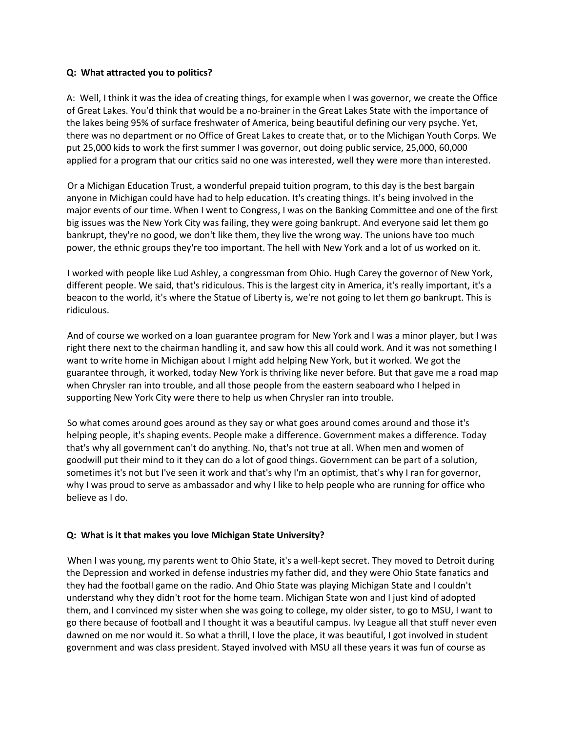**Q: What attracted you to politics?**

A: Well, I think it was the idea of creating things, for example when I was governor, we create the Office of Great Lakes. You'd think that would be a no-brainer in the Great Lakes State with the importance of the lakes being 95% of surface freshwater of America, being beautiful defining our very psyche. Yet, there was no department or no Office of Great Lakes to create that, or to the Michigan Youth Corps. We put 25,000 kids to work the first summer I was governor, out doing public service, 25,000, 60,000 applied for a program that our critics said no one was interested, well they were more than interested.

Or a Michigan Education Trust, a wonderful prepaid tuition program, to this day is the best bargain anyone in Michigan could have had to help education. It's creating things. It's being involved in the major events of our time. When I went to Congress, I was on the Banking Committee and one of the first big issues was the New York City was failing, they were going bankrupt. And everyone said let them go bankrupt, they're no good, we don't like them, they live the wrong way. The unions have too much power, the ethnic groups they're too important. The hell with New York and a lot of us worked on it.

I worked with people like Lud Ashley, a congressman from Ohio. Hugh Carey the governor of New York, different people. We said, that's ridiculous. This is the largest city in America, it's really important, it's a beacon to the world, it's where the Statue of Liberty is, we're not going to let them go bankrupt. This is ridiculous.

And of course we worked on a loan guarantee program for New York and I was a minor player, but I was right there next to the chairman handling it, and saw how this all could work. And it was not something I want to write home in Michigan about I might add helping New York, but it worked. We got the guarantee through, it worked, today New York is thriving like never before. But that gave me a road map when Chrysler ran into trouble, and all those people from the eastern seaboard who I helped in supporting New York City were there to help us when Chrysler ran into trouble.

So what comes around goes around as they say or what goes around comes around and those it's helping people, it's shaping events. People make a difference. Government makes a difference. Today that's why all government can't do anything. No, that's not true at all. When men and women of goodwill put their mind to it they can do a lot of good things. Government can be part of a solution, sometimes it's not but I've seen it work and that's why I'm an optimist, that's why I ran for governor, why I was proud to serve as ambassador and why I like to help people who are running for office who believe as I do.

**Q: What is it that makes you love Michigan State University?**

When I was young, my parents went to Ohio State, it's a well-kept secret. They moved to Detroit during the Depression and worked in defense industries my father did, and they were Ohio State fanatics and they had the football game on the radio. And Ohio State was playing Michigan State and I couldn't understand why they didn't root for the home team. Michigan State won and I just kind of adopted them, and I convinced my sister when she was going to college, my older sister, to go to MSU, I want to go there because of football and I thought it was a beautiful campus. Ivy League all that stuff never even dawned on me nor would it. So what a thrill, I love the place, it was beautiful, I got involved in student government and was class president. Stayed involved with MSU all these years it was fun of course as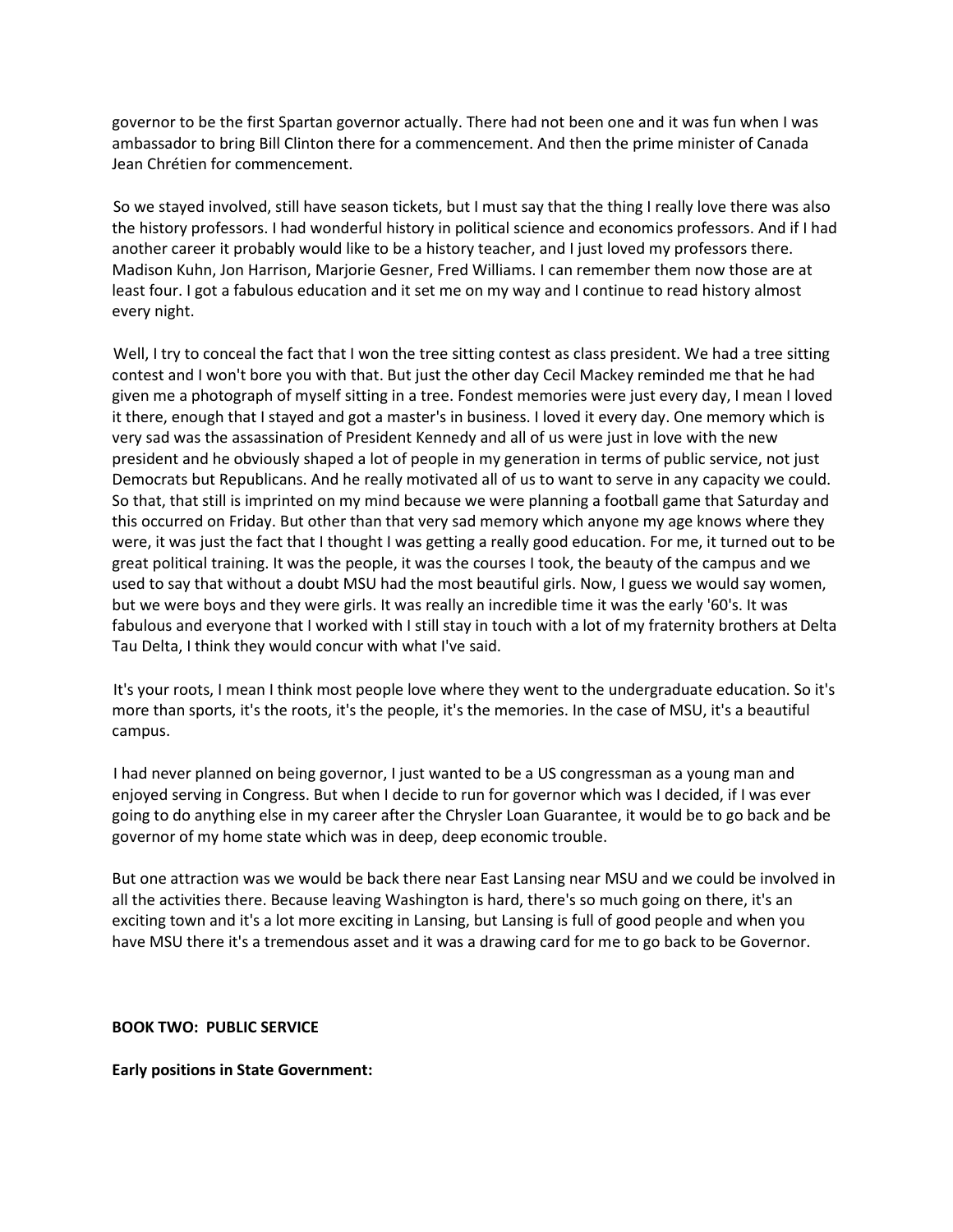governor to be the first Spartan governor actually. There had not been one and it was fun when I was ambassador to bring Bill Clinton there for a commencement. And then the prime minister of Canada Jean Chrétien for commencement.

So we stayed involved, still have season tickets, but I must say that the thing I really love there was also the history professors. I had wonderful history in political science and economics professors. And if I had another career it probably would like to be a history teacher, and I just loved my professors there. Madison Kuhn, Jon Harrison, Marjorie Gesner, Fred Williams. I can remember them now those are at least four. I got a fabulous education and it set me on my way and I continue to read history almost every night.

Well, I try to conceal the fact that I won the tree sitting contest as class president. We had a tree sitting contest and I won't bore you with that. But just the other day Cecil Mackey reminded me that he had given me a photograph of myself sitting in a tree. Fondest memories were just every day, I mean I loved it there, enough that I stayed and got a master's in business. I loved it every day. One memory which is very sad was the assassination of President Kennedy and all of us were just in love with the new president and he obviously shaped a lot of people in my generation in terms of public service, not just Democrats but Republicans. And he really motivated all of us to want to serve in any capacity we could. So that, that still is imprinted on my mind because we were planning a football game that Saturday and this occurred on Friday. But other than that very sad memory which anyone my age knows where they were, it was just the fact that I thought I was getting a really good education. For me, it turned out to be great political training. It was the people, it was the courses I took, the beauty of the campus and we used to say that without a doubt MSU had the most beautiful girls. Now, I guess we would say women, but we were boys and they were girls. It was really an incredible time it was the early '60's. It was fabulous and everyone that I worked with I still stay in touch with a lot of my fraternity brothers at Delta Tau Delta, I think they would concur with what I've said.

It's your roots, I mean I think most people love where they went to the undergraduate education. So it's more than sports, it's the roots, it's the people, it's the memories. In the case of MSU, it's a beautiful campus.

I had never planned on being governor, I just wanted to be a US congressman as a young man and enjoyed serving in Congress. But when I decide to run for governor which was I decided, if I was ever going to do anything else in my career after the Chrysler Loan Guarantee, it would be to go back and be governor of my home state which was in deep, deep economic trouble.

But one attraction was we would be back there near East Lansing near MSU and we could be involved in all the activities there. Because leaving Washington is hard, there's so much going on there, it's an exciting town and it's a lot more exciting in Lansing, but Lansing is full of good people and when you have MSU there it's a tremendous asset and it was a drawing card for me to go back to be Governor.

**BOOK TWO: PUBLIC SERVICE**

**Early positions in State Government:**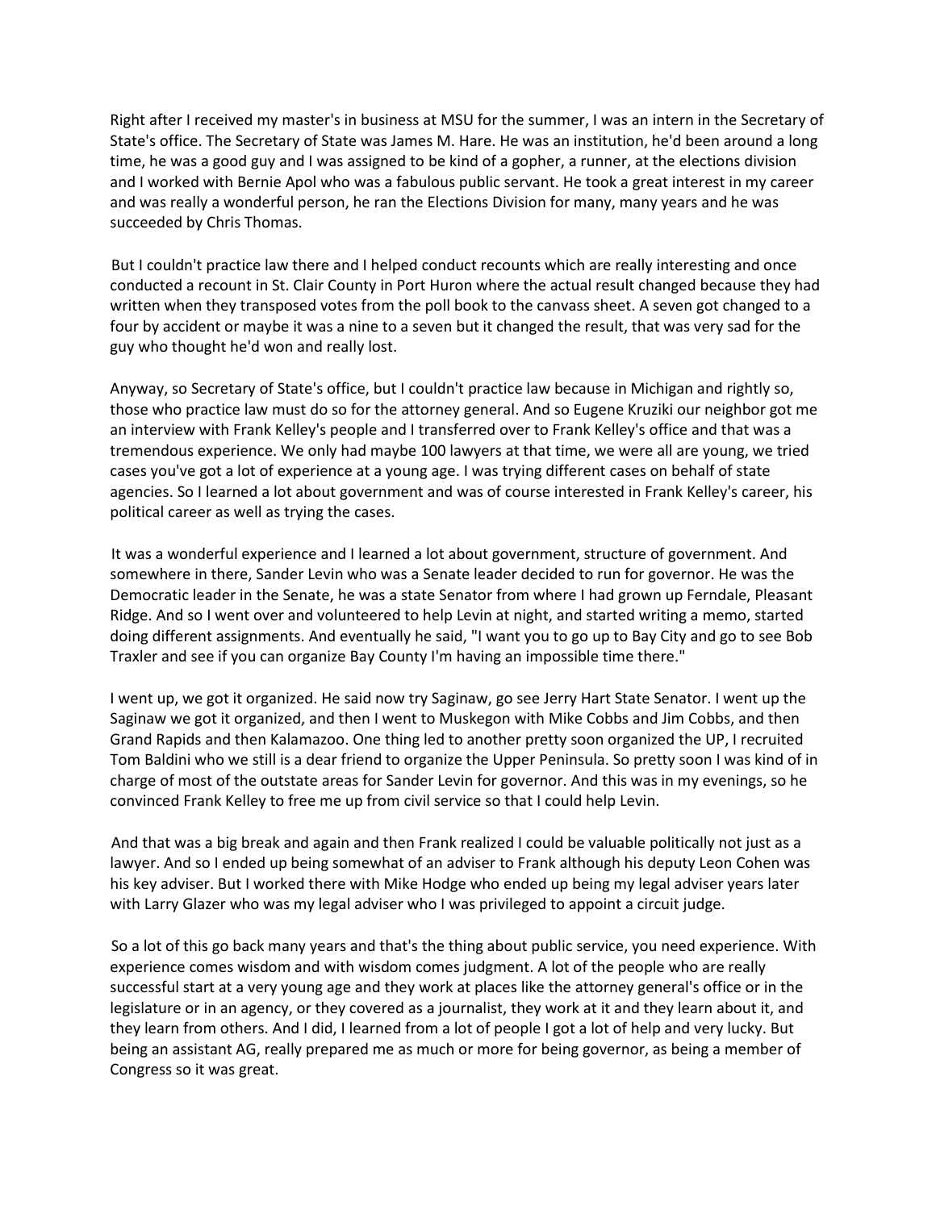Right after I received my master's in business at MSU for the summer, I was an intern in the Secretary of State's office. The Secretary of State was James M. Hare. He was an institution, he'd been around a long time, he was a good guy and I was assigned to be kind of a gopher, a runner, at the elections division and I worked with Bernie Apol who was a fabulous public servant. He took a great interest in my career and was really a wonderful person, he ran the Elections Division for many, many years and he was succeeded by Chris Thomas.

But I couldn't practice law there and I helped conduct recounts which are really interesting and once conducted a recount in St. Clair County in Port Huron where the actual result changed because they had written when they transposed votes from the poll book to the canvass sheet. A seven got changed to a four by accident or maybe it was a nine to a seven but it changed the result, that was very sad for the guy who thought he'd won and really lost.

Anyway, so Secretary of State's office, but I couldn't practice law because in Michigan and rightly so, those who practice law must do so for the attorney general. And so Eugene Kruziki our neighbor got me an interview with Frank Kelley's people and I transferred over to Frank Kelley's office and that was a tremendous experience. We only had maybe 100 lawyers at that time, we were all are young, we tried cases you've got a lot of experience at a young age. I was trying different cases on behalf of state agencies. So I learned a lot about government and was of course interested in Frank Kelley's career, his political career as well as trying the cases.

It was a wonderful experience and I learned a lot about government, structure of government. And somewhere in there, Sander Levin who was a Senate leader decided to run for governor. He was the Democratic leader in the Senate, he was a state Senator from where I had grown up Ferndale, Pleasant Ridge. And so I went over and volunteered to help Levin at night, and started writing a memo, started doing different assignments. And eventually he said, "I want you to go up to Bay City and go to see Bob Traxler and see if you can organize Bay County I'm having an impossible time there."

I went up, we got it organized. He said now try Saginaw, go see Jerry Hart State Senator. I went up the Saginaw we got it organized, and then I went to Muskegon with Mike Cobbs and Jim Cobbs, and then Grand Rapids and then Kalamazoo. One thing led to another pretty soon organized the UP, I recruited Tom Baldini who we still is a dear friend to organize the Upper Peninsula. So pretty soon I was kind of in charge of most of the outstate areas for Sander Levin for governor. And this was in my evenings, so he convinced Frank Kelley to free me up from civil service so that I could help Levin.

And that was a big break and again and then Frank realized I could be valuable politically not just as a lawyer. And so I ended up being somewhat of an adviser to Frank although his deputy Leon Cohen was his key adviser. But I worked there with Mike Hodge who ended up being my legal adviser years later with Larry Glazer who was my legal adviser who I was privileged to appoint a circuit judge.

So a lot of this go back many years and that's the thing about public service, you need experience. With experience comes wisdom and with wisdom comes judgment. A lot of the people who are really successful start at a very young age and they work at places like the attorney general's office or in the legislature or in an agency, or they covered as a journalist, they work at it and they learn about it, and they learn from others. And I did, I learned from a lot of people I got a lot of help and very lucky. But being an assistant AG, really prepared me as much or more for being governor, as being a member of Congress so it was great.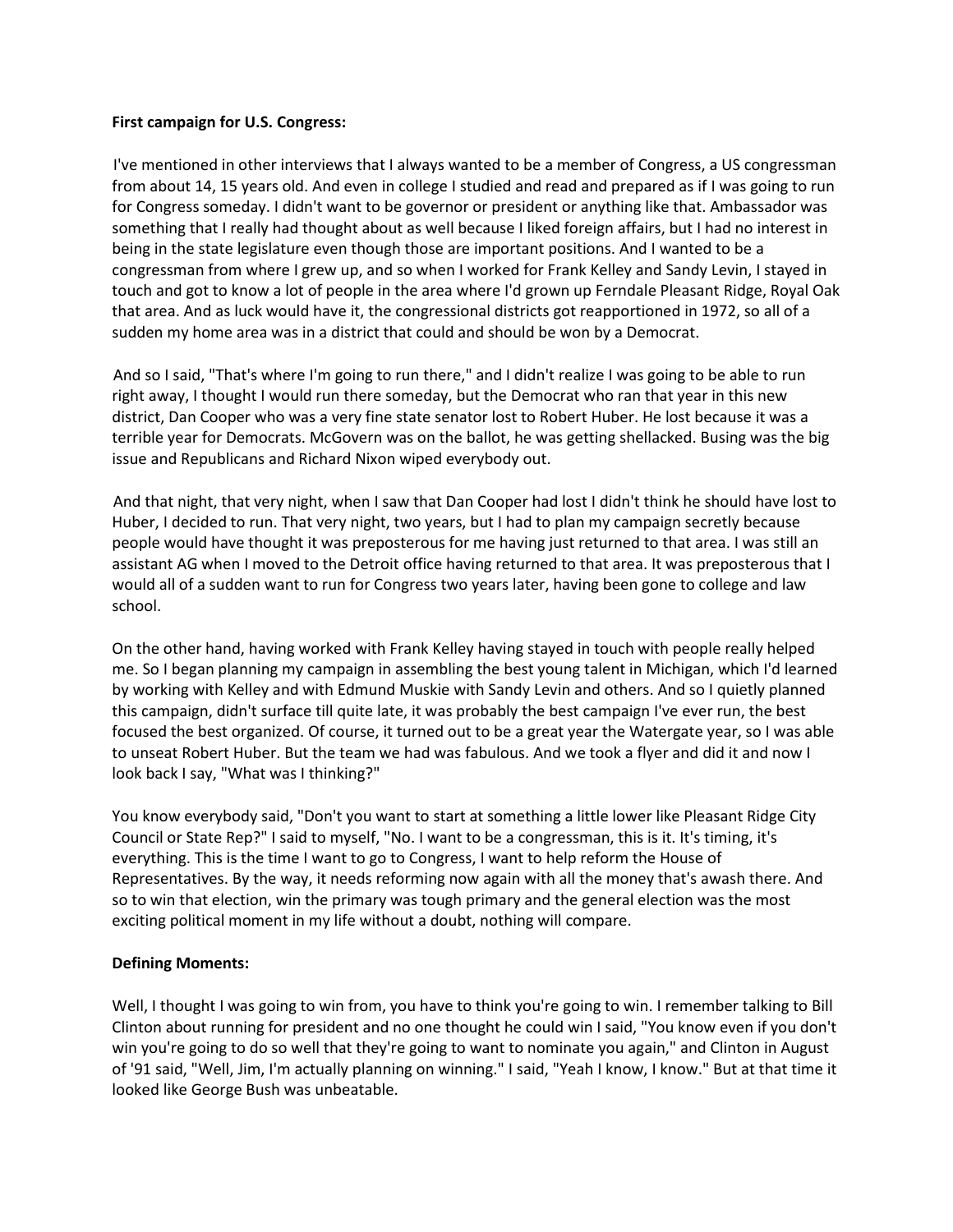**First campaign for U.S. Congress:**

I've mentioned in other interviews that I always wanted to be a member of Congress, a US congressman from about 14, 15 years old. And even in college I studied and read and prepared as if I was going to run for Congress someday. I didn't want to be governor or president or anything like that. Ambassador was something that I really had thought about as well because I liked foreign affairs, but I had no interest in being in the state legislature even though those are important positions. And I wanted to be a congressman from where I grew up, and so when I worked for Frank Kelley and Sandy Levin, I stayed in touch and got to know a lot of people in the area where I'd grown up Ferndale Pleasant Ridge, Royal Oak that area. And as luck would have it, the congressional districts got reapportioned in 1972, so all of a sudden my home area was in a district that could and should be won by a Democrat.

And so I said, "That's where I'm going to run there," and I didn't realize I was going to be able to run right away, I thought I would run there someday, but the Democrat who ran that year in this new district, Dan Cooper who was a very fine state senator lost to Robert Huber. He lost because it was a terrible year for Democrats. McGovern was on the ballot, he was getting shellacked. Busing was the big issue and Republicans and Richard Nixon wiped everybody out.

And that night, that very night, when I saw that Dan Cooper had lost I didn't think he should have lost to Huber, I decided to run. That very night, two years, but I had to plan my campaign secretly because people would have thought it was preposterous for me having just returned to that area. I was still an assistant AG when I moved to the Detroit office having returned to that area. It was preposterous that I would all of a sudden want to run for Congress two years later, having been gone to college and law school.

On the other hand, having worked with Frank Kelley having stayed in touch with people really helped me. So I began planning my campaign in assembling the best young talent in Michigan, which I'd learned by working with Kelley and with Edmund Muskie with Sandy Levin and others. And so I quietly planned this campaign, didn't surface till quite late, it was probably the best campaign I've ever run, the best focused the best organized. Of course, it turned out to be a great year the Watergate year, so I was able to unseat Robert Huber. But the team we had was fabulous. And we took a flyer and did it and now I look back I say, "What was I thinking?"

You know everybody said, "Don't you want to start at something a little lower like Pleasant Ridge City Council or State Rep?" I said to myself, "No. I want to be a congressman, this is it. It's timing, it's everything. This is the time I want to go to Congress, I want to help reform the House of Representatives. By the way, it needs reforming now again with all the money that's awash there. And so to win that election, win the primary was tough primary and the general election was the most exciting political moment in my life without a doubt, nothing will compare.

**Defining Moments:**

Well, I thought I was going to win from, you have to think you're going to win. I remember talking to Bill Clinton about running for president and no one thought he could win I said, "You know even if you don't win you're going to do so well that they're going to want to nominate you again," and Clinton in August of '91 said, "Well, Jim, I'm actually planning on winning." I said, "Yeah I know, I know." But at that time it looked like George Bush was unbeatable.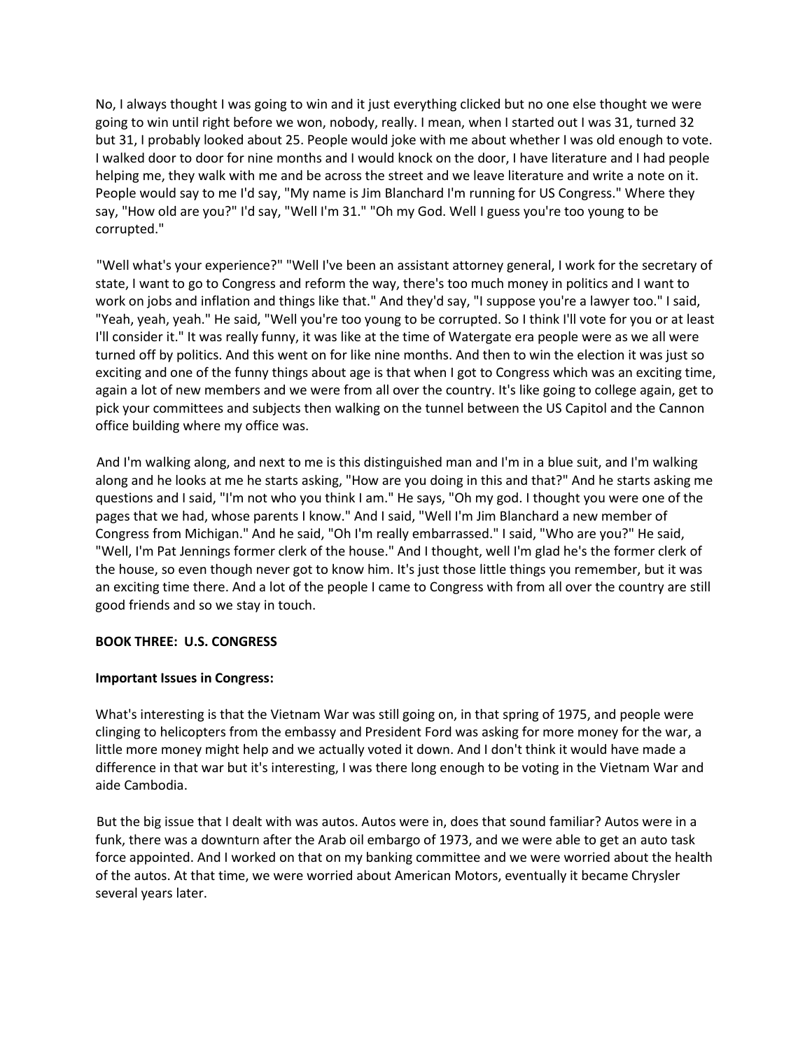No, I always thought I was going to win and it just everything clicked but no one else thought we were going to win until right before we won, nobody, really. I mean, when I started out I was 31, turned 32 but 31, I probably looked about 25. People would joke with me about whether I was old enough to vote. I walked door to door for nine months and I would knock on the door, I have literature and I had people helping me, they walk with me and be across the street and we leave literature and write a note on it. People would say to me I'd say, "My name is Jim Blanchard I'm running for US Congress." Where they say, "How old are you?" I'd say, "Well I'm 31." "Oh my God. Well I guess you're too young to be corrupted."

"Well what's your experience?" "Well I've been an assistant attorney general, I work for the secretary of state, I want to go to Congress and reform the way, there's too much money in politics and I want to work on jobs and inflation and things like that." And they'd say, "I suppose you're a lawyer too." I said, "Yeah, yeah, yeah." He said, "Well you're too young to be corrupted. So I think I'll vote for you or at least I'll consider it." It was really funny, it was like at the time of Watergate era people were as we all were turned off by politics. And this went on for like nine months. And then to win the election it was just so exciting and one of the funny things about age is that when I got to Congress which was an exciting time, again a lot of new members and we were from all over the country. It's like going to college again, get to pick your committees and subjects then walking on the tunnel between the US Capitol and the Cannon office building where my office was.

And I'm walking along, and next to me is this distinguished man and I'm in a blue suit, and I'm walking along and he looks at me he starts asking, "How are you doing in this and that?" And he starts asking me questions and I said, "I'm not who you think I am." He says, "Oh my god. I thought you were one of the pages that we had, whose parents I know." And I said, "Well I'm Jim Blanchard a new member of Congress from Michigan." And he said, "Oh I'm really embarrassed." I said, "Who are you?" He said, "Well, I'm Pat Jennings former clerk of the house." And I thought, well I'm glad he's the former clerk of the house, so even though never got to know him. It's just those little things you remember, but it was an exciting time there. And a lot of the people I came to Congress with from all over the country are still good friends and so we stay in touch.

## BOOK THREE: U.S. CONGRESS

### Important Issues in Congress:

What's interesting is that the Vietnam War was still going on, in that spring of 1975, and people were clinging to helicopters from the embassy and President Ford was asking for more money for the war, a little more money might help and we actually voted it down. And I don't think it would have made a difference in that war but it's interesting, I was there long enough to be voting in the Vietnam War and aide Cambodia.

But the big issue that I dealt with was autos. Autos were in, does that sound familiar? Autos were in a funk, there was a downturn after the Arab oil embargo of 1973, and we were able to get an auto task force appointed. And I worked on that on my banking committee and we were worried about the health of the autos. At that time, we were worried about American Motors, eventually it became Chrysler several years later.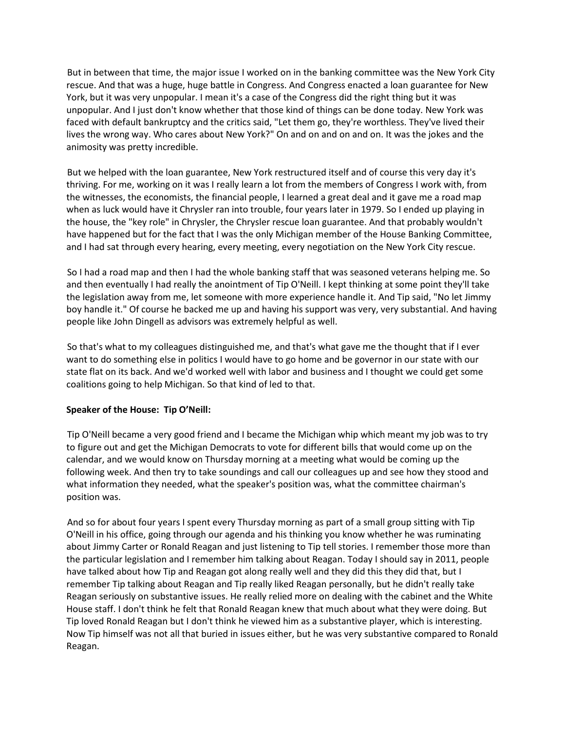But in between that time, the major issue I worked on in the banking committee was the New York City rescue. And that was a huge, huge battle in Congress. And Congress enacted a loan guarantee for New York, but it was very unpopular. I mean it's a case of the Congress did the right thing but it was unpopular. And I just don't know whether that those kind of things can be done today. New York was faced with default bankruptcy and the critics said, "Let them go, they're worthless. They've lived their lives the wrong way. Who cares about New York?" On and on and on and on. It was the jokes and the animosity was pretty incredible.

But we helped with the loan guarantee, New York restructured itself and of course this very day it's thriving. For me, working on it was I really learn a lot from the members of Congress I work with, from the witnesses, the economists, the financial people, I learned a great deal and it gave me a road map when as luck would have it Chrysler ran into trouble, four years later in 1979. So I ended up playing in the house, the "key role" in Chrysler, the Chrysler rescue loan guarantee. And that probably wouldn't have happened but for the fact that I was the only Michigan member of the House Banking Committee, and I had sat through every hearing, every meeting, every negotiation on the New York City rescue.

So I had a road map and then I had the whole banking staff that was seasoned veterans helping me. So and then eventually I had really the anointment of Tip O'Neill. I kept thinking at some point they'll take the legislation away from me, let someone with more experience handle it. And Tip said, "No let Jimmy boy handle it." Of course he backed me up and having his support was very, very substantial. And having people like John Dingell as advisors was extremely helpful as well.

So that's what to my colleagues distinguished me, and that's what gave me the thought that if I ever want to do something else in politics I would have to go home and be governor in our state with our state flat on its back. And we'd worked well with labor and business and I thought we could get some coalitions going to help Michigan. So that kind of led to that.

**Speaker of the House: Tip O'Neill:**

Tip O'Neill became a very good friend and I became the Michigan whip which meant my job was to try to figure out and get the Michigan Democrats to vote for different bills that would come up on the calendar, and we would know on Thursday morning at a meeting what would be coming up the following week. And then try to take soundings and call our colleagues up and see how they stood and what information they needed, what the speaker's position was, what the committee chairman's position was.

And so for about four years I spent every Thursday morning as part of a small group sitting with Tip O'Neill in his office, going through our agenda and his thinking you know whether he was ruminating about Jimmy Carter or Ronald Reagan and just listening to Tip tell stories. I remember those more than the particular legislation and I remember him talking about Reagan. Today I should say in 2011, people have talked about how Tip and Reagan got along really well and they did this they did that, but I remember Tip talking about Reagan and Tip really liked Reagan personally, but he didn't really take Reagan seriously on substantive issues. He really relied more on dealing with the cabinet and the White House staff. I don't think he felt that Ronald Reagan knew that much about what they were doing. But Tip loved Ronald Reagan but I don't think he viewed him as a substantive player, which is interesting. Now Tip himself was not all that buried in issues either, but he was very substantive compared to Ronald Reagan.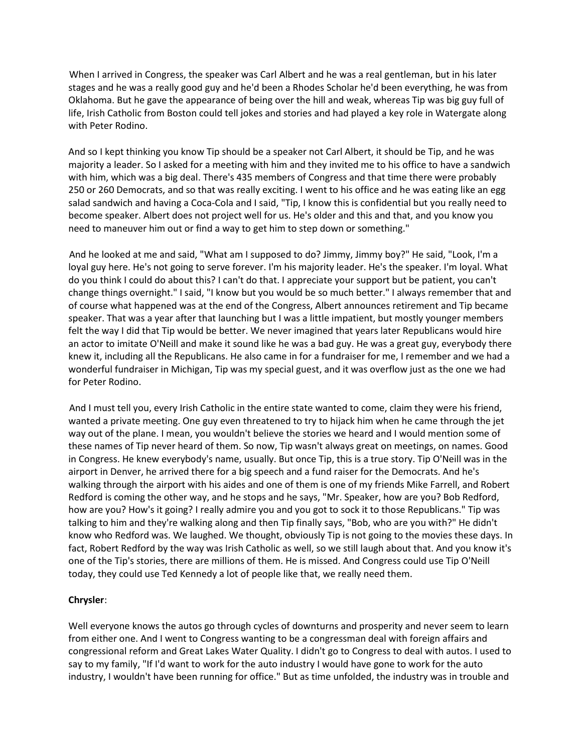When I arrived in Congress, the speaker was Carl Albert and he was a real gentleman, but in his later stages and he was a really good guy and he'd been a Rhodes Scholar he'd been everything, he was from Oklahoma. But he gave the appearance of being over the hill and weak, whereas Tip was big guy full of life, Irish Catholic from Boston could tell jokes and stories and had played a key role in Watergate along with Peter Rodino.

And so I kept thinking you know Tip should be a speaker not Carl Albert, it should be Tip, and he was majority a leader. So I asked for a meeting with him and they invited me to his office to have a sandwich with him, which was a big deal. There's 435 members of Congress and that time there were probably 250 or 260 Democrats, and so that was really exciting. I went to his office and he was eating like an egg salad sandwich and having a Coca-Cola and I said, "Tip, I know this is confidential but you really need to become speaker. Albert does not project well for us. He's older and this and that, and you know you need to maneuver him out or find a way to get him to step down or something."

And he looked at me and said, "What am I supposed to do? Jimmy, Jimmy boy?" He said, "Look, I'm a loyal guy here. He's not going to serve forever. I'm his majority leader. He's the speaker. I'm loyal. What do you think I could do about this? I can't do that. I appreciate your support but be patient, you can't change things overnight." I said, "I know but you would be so much better." I always remember that and of course what happened was at the end of the Congress, Albert announces retirement and Tip became speaker. That was a year after that launching but I was a little impatient, but mostly younger members felt the way I did that Tip would be better. We never imagined that years later Republicans would hire an actor to imitate O'Neill and make it sound like he was a bad guy. He was a great guy, everybody there knew it, including all the Republicans. He also came in for a fundraiser for me, I remember and we had a wonderful fundraiser in Michigan, Tip was my special guest, and it was overflow just as the one we had for Peter Rodino.

And I must tell you, every Irish Catholic in the entire state wanted to come, claim they were his friend, wanted a private meeting. One guy even threatened to try to hijack him when he came through the jet way out of the plane. I mean, you wouldn't believe the stories we heard and I would mention some of these names of Tip never heard of them. So now, Tip wasn't always great on meetings, on names. Good in Congress. He knew everybody's name, usually. But once Tip, this is a true story. Tip O'Neill was in the airport in Denver, he arrived there for a big speech and a fund raiser for the Democrats. And he's walking through the airport with his aides and one of them is one of my friends Mike Farrell, and Robert Redford is coming the other way, and he stops and he says, "Mr. Speaker, how are you? Bob Redford, how are you? How's it going? I really admire you and you got to sock it to those Republicans." Tip was talking to him and they're walking along and then Tip finally says, "Bob, who are you with?" He didn't know who Redford was. We laughed. We thought, obviously Tip is not going to the movies these days. In fact, Robert Redford by the way was Irish Catholic as well, so we still laugh about that. And you know it's one of the Tip's stories, there are millions of them. He is missed. And Congress could use Tip O'Neill today, they could use Ted Kennedy a lot of people like that, we really need them.

**Chrysler**:

Well everyone knows the autos go through cycles of downturns and prosperity and never seem to learn from either one. And I went to Congress wanting to be a congressman deal with foreign affairs and congressional reform and Great Lakes Water Quality. I didn't go to Congress to deal with autos. I used to say to my family, "If I'd want to work for the auto industry I would have gone to work for the auto industry, I wouldn't have been running for office." But as time unfolded, the industry was in trouble and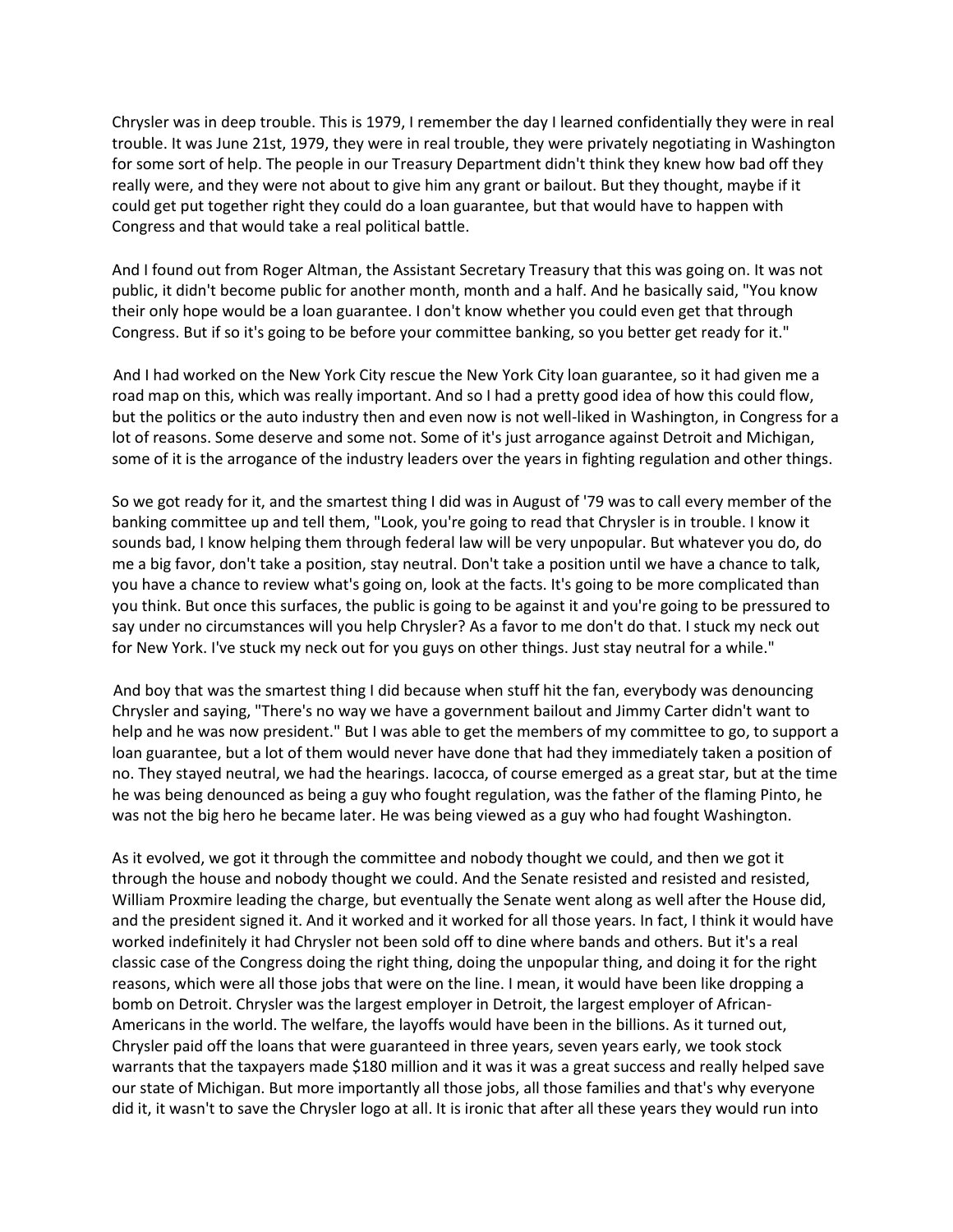Chrysler was in deep trouble. This is 1979, I remember the day I learned confidentially they were in real trouble. It was June 21st, 1979, they were in real trouble, they were privately negotiating in Washington for some sort of help. The people in our Treasury Department didn't think they knew how bad off they really were, and they were not about to give him any grant or bailout. But they thought, maybe if it could get put together right they could do a loan guarantee, but that would have to happen with Congress and that would take a real political battle.

And I found out from Roger Altman, the Assistant Secretary Treasury that this was going on. It was not public, it didn't become public for another month, month and a half. And he basically said, "You know their only hope would be a loan guarantee. I don't know whether you could even get that through Congress. But if so it's going to be before your committee banking, so you better get ready for it."

And I had worked on the New York City rescue the New York City loan guarantee, so it had given me a road map on this, which was really important. And so I had a pretty good idea of how this could flow, but the politics or the auto industry then and even now is not well-liked in Washington, in Congress for a lot of reasons. Some deserve and some not. Some of it's just arrogance against Detroit and Michigan, some of it is the arrogance of the industry leaders over the years in fighting regulation and other things.

So we got ready for it, and the smartest thing I did was in August of '79 was to call every member of the banking committee up and tell them, "Look, you're going to read that Chrysler is in trouble. I know it sounds bad, I know helping them through federal law will be very unpopular. But whatever you do, do me a big favor, don't take a position, stay neutral. Don't take a position until we have a chance to talk, you have a chance to review what's going on, look at the facts. It's going to be more complicated than you think. But once this surfaces, the public is going to be against it and you're going to be pressured to say under no circumstances will you help Chrysler? As a favor to me don't do that. I stuck my neck out for New York. I've stuck my neck out for you guys on other things. Just stay neutral for a while."

And boy that was the smartest thing I did because when stuff hit the fan, everybody was denouncing Chrysler and saying, "There's no way we have a government bailout and Jimmy Carter didn't want to help and he was now president." But I was able to get the members of my committee to go, to support a loan guarantee, but a lot of them would never have done that had they immediately taken a position of no. They stayed neutral, we had the hearings. Iacocca, of course emerged as a great star, but at the time he was being denounced as being a guy who fought regulation, was the father of the flaming Pinto, he was not the big hero he became later. He was being viewed as a guy who had fought Washington.

As it evolved, we got it through the committee and nobody thought we could, and then we got it through the house and nobody thought we could. And the Senate resisted and resisted and resisted, William Proxmire leading the charge, but eventually the Senate went along as well after the House did, and the president signed it. And it worked and it worked for all those years. In fact, I think it would have worked indefinitely it had Chrysler not been sold off to dine where bands and others. But it's a real classic case of the Congress doing the right thing, doing the unpopular thing, and doing it for the right reasons, which were all those jobs that were on the line. I mean, it would have been like dropping a bomb on Detroit. Chrysler was the largest employer in Detroit, the largest employer of African-Americans in the world. The welfare, the layoffs would have been in the billions. As it turned out, Chrysler paid off the loans that were guaranteed in three years, seven years early, we took stock warrants that the taxpayers made $180 million and it was it was a great success and really helped save our state of Michigan. But more importantly all those jobs, all those families and that's why everyone did it, it wasn't to save the Chrysler logo at all. It is ironic that after all these years they would run into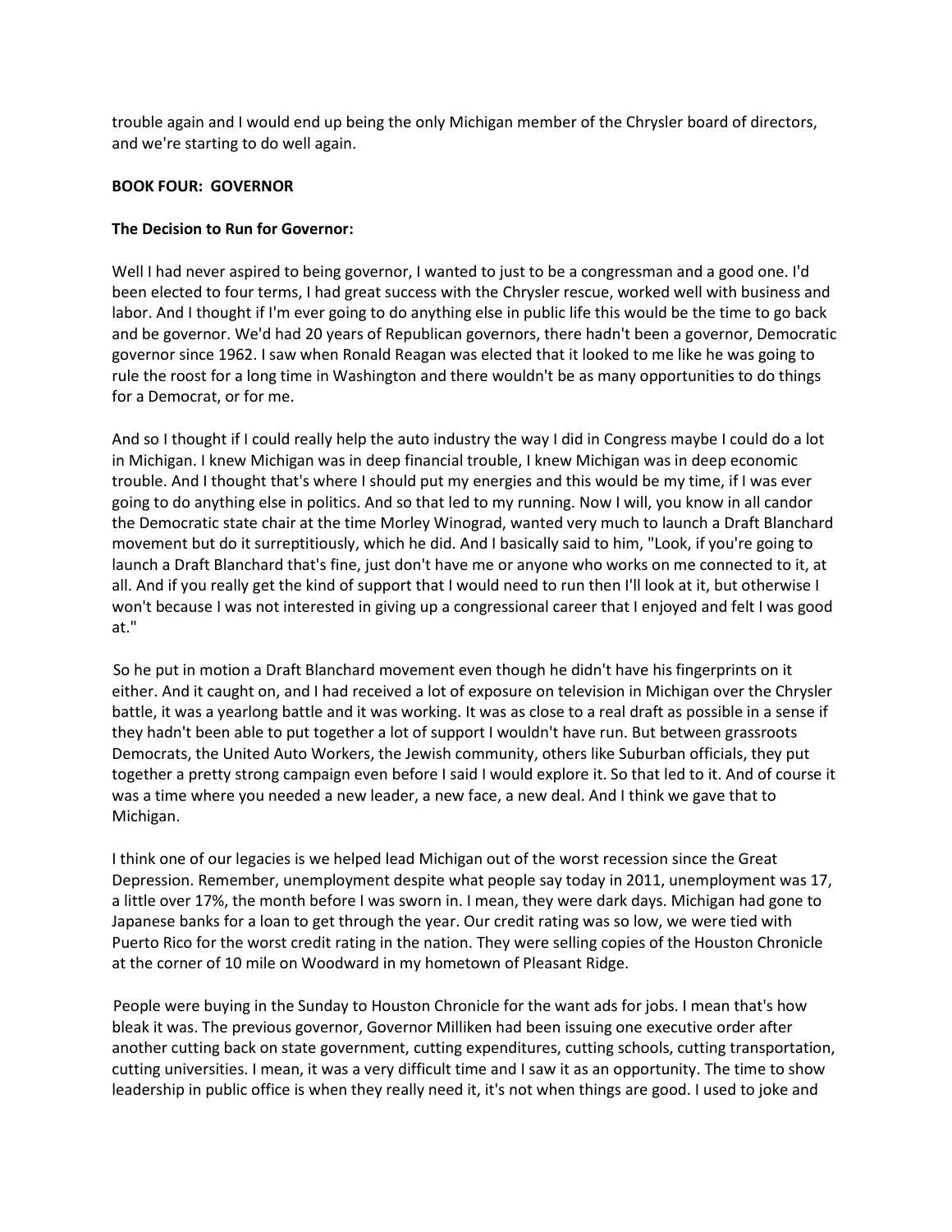trouble again and I would end up being the only Michigan member of the Chrysler board of directors, and we're starting to do well again.

## BOOK FOUR: GOVERNOR

### The Decision to Run for Governor:

Well I had never aspired to being governor, I wanted to just to be a congressman and a good one. I'd been elected to four terms, I had great success with the Chrysler rescue, worked well with business and labor. And I thought if I'm ever going to do anything else in public life this would be the time to go back and be governor. We'd had 20 years of Republican governors, there hadn't been a governor, Democratic governor since 1962. I saw when Ronald Reagan was elected that it looked to me like he was going to rule the roost for a long time in Washington and there wouldn't be as many opportunities to do things for a Democrat, or for me.

And so I thought if I could really help the auto industry the way I did in Congress maybe I could do a lot in Michigan. I knew Michigan was in deep financial trouble, I knew Michigan was in deep economic trouble. And I thought that's where I should put my energies and this would be my time, if I was ever going to do anything else in politics. And so that led to my running. Now I will, you know in all candor the Democratic state chair at the time Morley Winograd, wanted very much to launch a Draft Blanchard movement but do it surreptitiously, which he did. And I basically said to him, "Look, if you're going to launch a Draft Blanchard that's fine, just don't have me or anyone who works on me connected to it, at all. And if you really get the kind of support that I would need to run then I'll look at it, but otherwise I won't because I was not interested in giving up a congressional career that I enjoyed and felt I was good at."

So he put in motion a Draft Blanchard movement even though he didn't have his fingerprints on it either. And it caught on, and I had received a lot of exposure on television in Michigan over the Chrysler battle, it was a yearlong battle and it was working. It was as close to a real draft as possible in a sense if they hadn't been able to put together a lot of support I wouldn't have run. But between grassroots Democrats, the United Auto Workers, the Jewish community, others like Suburban officials, they put together a pretty strong campaign even before I said I would explore it. So that led to it. And of course it was a time where you needed a new leader, a new face, a new deal. And I think we gave that to Michigan.

I think one of our legacies is we helped lead Michigan out of the worst recession since the Great Depression. Remember, unemployment despite what people say today in 2011, unemployment was 17, a little over 17%, the month before I was sworn in. I mean, they were dark days. Michigan had gone to Japanese banks for a loan to get through the year. Our credit rating was so low, we were tied with Puerto Rico for the worst credit rating in the nation. They were selling copies of the Houston Chronicle at the corner of 10 mile on Woodward in my hometown of Pleasant Ridge.

People were buying in the Sunday to Houston Chronicle for the want ads for jobs. I mean that's how bleak it was. The previous governor, Governor Milliken had been issuing one executive order after another cutting back on state government, cutting expenditures, cutting schools, cutting transportation, cutting universities. I mean, it was a very difficult time and I saw it as an opportunity. The time to show leadership in public office is when they really need it, it's not when things are good. I used to joke and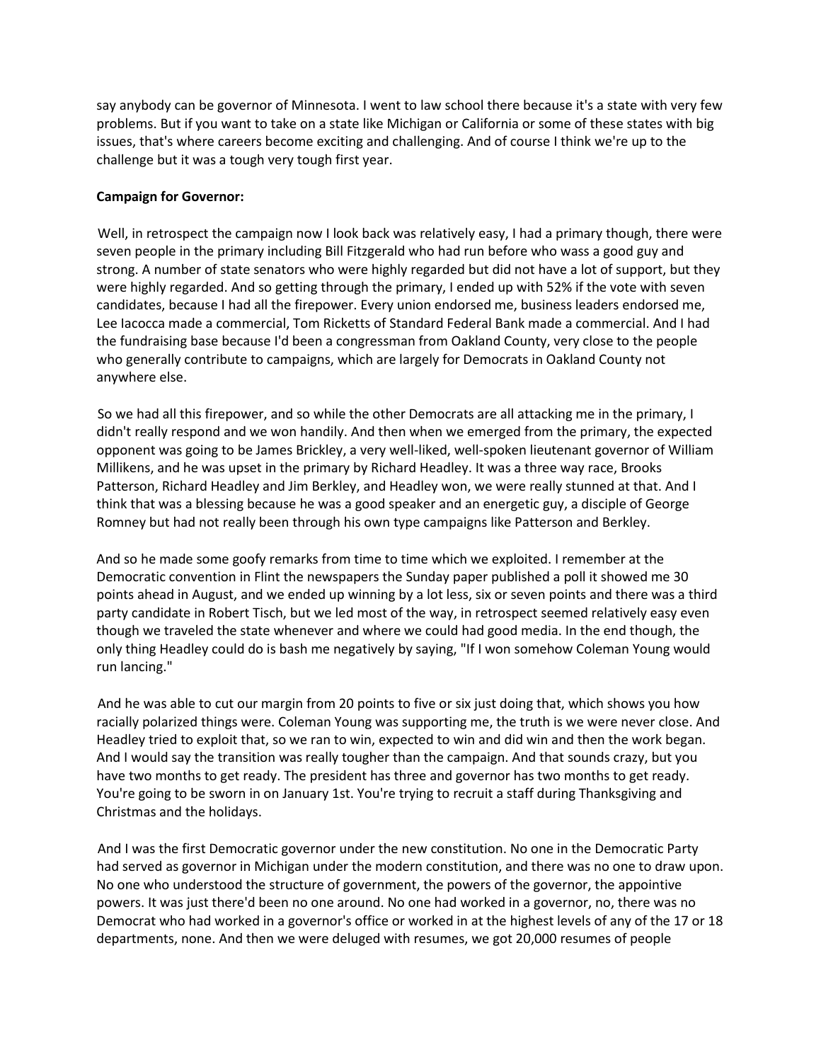say anybody can be governor of Minnesota. I went to law school there because it's a state with very few problems. But if you want to take on a state like Michigan or California or some of these states with big issues, that's where careers become exciting and challenging. And of course I think we're up to the challenge but it was a tough very tough first year.

**Campaign for Governor:**

Well, in retrospect the campaign now I look back was relatively easy, I had a primary though, there were seven people in the primary including Bill Fitzgerald who had run before who wass a good guy and strong. A number of state senators who were highly regarded but did not have a lot of support, but they were highly regarded. And so getting through the primary, I ended up with 52% if the vote with seven candidates, because I had all the firepower. Every union endorsed me, business leaders endorsed me, Lee Iacocca made a commercial, Tom Ricketts of Standard Federal Bank made a commercial. And I had the fundraising base because I'd been a congressman from Oakland County, very close to the people who generally contribute to campaigns, which are largely for Democrats in Oakland County not anywhere else.

So we had all this firepower, and so while the other Democrats are all attacking me in the primary, I didn't really respond and we won handily. And then when we emerged from the primary, the expected opponent was going to be James Brickley, a very well-liked, well-spoken lieutenant governor of William Millikens, and he was upset in the primary by Richard Headley. It was a three way race, Brooks Patterson, Richard Headley and Jim Berkley, and Headley won, we were really stunned at that. And I think that was a blessing because he was a good speaker and an energetic guy, a disciple of George Romney but had not really been through his own type campaigns like Patterson and Berkley.

And so he made some goofy remarks from time to time which we exploited. I remember at the Democratic convention in Flint the newspapers the Sunday paper published a poll it showed me 30 points ahead in August, and we ended up winning by a lot less, six or seven points and there was a third party candidate in Robert Tisch, but we led most of the way, in retrospect seemed relatively easy even though we traveled the state whenever and where we could had good media. In the end though, the only thing Headley could do is bash me negatively by saying, "If I won somehow Coleman Young would run lancing."

And he was able to cut our margin from 20 points to five or six just doing that, which shows you how racially polarized things were. Coleman Young was supporting me, the truth is we were never close. And Headley tried to exploit that, so we ran to win, expected to win and did win and then the work began. And I would say the transition was really tougher than the campaign. And that sounds crazy, but you have two months to get ready. The president has three and governor has two months to get ready. You're going to be sworn in on January 1st. You're trying to recruit a staff during Thanksgiving and Christmas and the holidays.

And I was the first Democratic governor under the new constitution. No one in the Democratic Party had served as governor in Michigan under the modern constitution, and there was no one to draw upon. No one who understood the structure of government, the powers of the governor, the appointive powers. It was just there'd been no one around. No one had worked in a governor, no, there was no Democrat who had worked in a governor's office or worked in at the highest levels of any of the 17 or 18 departments, none. And then we were deluged with resumes, we got 20,000 resumes of people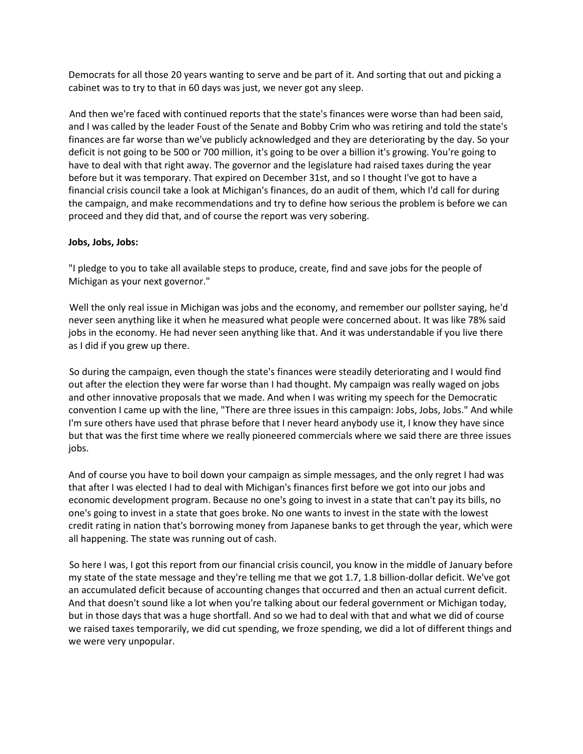Democrats for all those 20 years wanting to serve and be part of it. And sorting that out and picking a cabinet was to try to that in 60 days was just, we never got any sleep.

And then we're faced with continued reports that the state's finances were worse than had been said, and I was called by the leader Foust of the Senate and Bobby Crim who was retiring and told the state's finances are far worse than we've publicly acknowledged and they are deteriorating by the day. So your deficit is not going to be 500 or 700 million, it's going to be over a billion it's growing. You're going to have to deal with that right away. The governor and the legislature had raised taxes during the year before but it was temporary. That expired on December 31st, and so I thought I've got to have a financial crisis council take a look at Michigan's finances, do an audit of them, which I'd call for during the campaign, and make recommendations and try to define how serious the problem is before we can proceed and they did that, and of course the report was very sobering.

**Jobs, Jobs, Jobs:**

"I pledge to you to take all available steps to produce, create, find and save jobs for the people of Michigan as your next governor."

Well the only real issue in Michigan was jobs and the economy, and remember our pollster saying, he'd never seen anything like it when he measured what people were concerned about. It was like 78% said jobs in the economy. He had never seen anything like that. And it was understandable if you live there as I did if you grew up there.

So during the campaign, even though the state's finances were steadily deteriorating and I would find out after the election they were far worse than I had thought. My campaign was really waged on jobs and other innovative proposals that we made. And when I was writing my speech for the Democratic convention I came up with the line, "There are three issues in this campaign: Jobs, Jobs, Jobs." And while I'm sure others have used that phrase before that I never heard anybody use it, I know they have since but that was the first time where we really pioneered commercials where we said there are three issues jobs.

And of course you have to boil down your campaign as simple messages, and the only regret I had was that after I was elected I had to deal with Michigan's finances first before we got into our jobs and economic development program. Because no one's going to invest in a state that can't pay its bills, no one's going to invest in a state that goes broke. No one wants to invest in the state with the lowest credit rating in nation that's borrowing money from Japanese banks to get through the year, which were all happening. The state was running out of cash.

So here I was, I got this report from our financial crisis council, you know in the middle of January before my state of the state message and they're telling me that we got 1.7, 1.8 billion-dollar deficit. We've got an accumulated deficit because of accounting changes that occurred and then an actual current deficit. And that doesn't sound like a lot when you're talking about our federal government or Michigan today, but in those days that was a huge shortfall. And so we had to deal with that and what we did of course we raised taxes temporarily, we did cut spending, we froze spending, we did a lot of different things and we were very unpopular.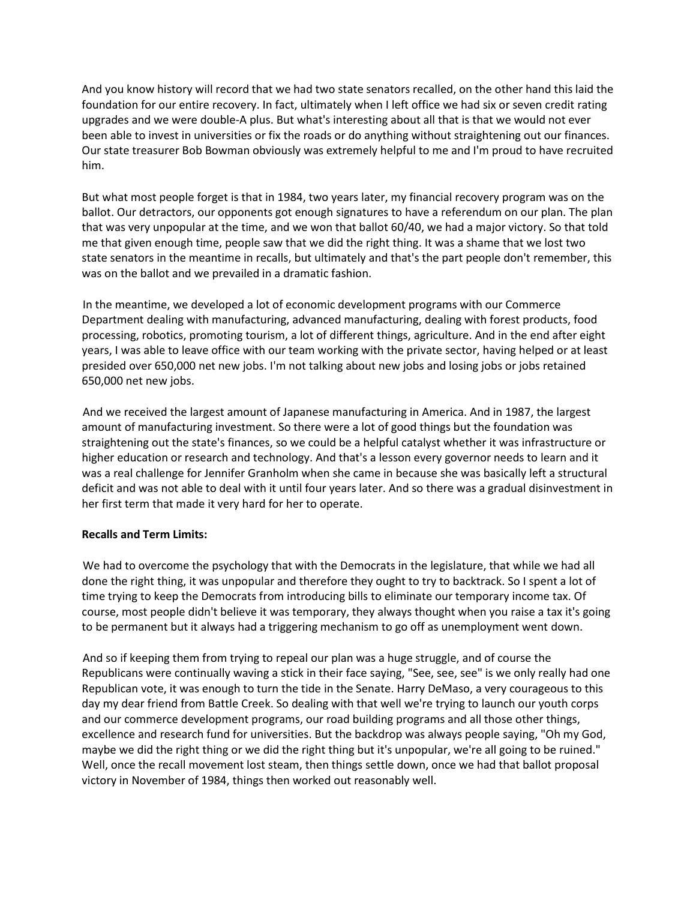And you know history will record that we had two state senators recalled, on the other hand this laid the foundation for our entire recovery. In fact, ultimately when I left office we had six or seven credit rating upgrades and we were double-A plus. But what's interesting about all that is that we would not ever been able to invest in universities or fix the roads or do anything without straightening out our finances. Our state treasurer Bob Bowman obviously was extremely helpful to me and I'm proud to have recruited him.

But what most people forget is that in 1984, two years later, my financial recovery program was on the ballot. Our detractors, our opponents got enough signatures to have a referendum on our plan. The plan that was very unpopular at the time, and we won that ballot 60/40, we had a major victory. So that told me that given enough time, people saw that we did the right thing. It was a shame that we lost two state senators in the meantime in recalls, but ultimately and that's the part people don't remember, this was on the ballot and we prevailed in a dramatic fashion.

In the meantime, we developed a lot of economic development programs with our Commerce Department dealing with manufacturing, advanced manufacturing, dealing with forest products, food processing, robotics, promoting tourism, a lot of different things, agriculture. And in the end after eight years, I was able to leave office with our team working with the private sector, having helped or at least presided over 650,000 net new jobs. I'm not talking about new jobs and losing jobs or jobs retained 650,000 net new jobs.

And we received the largest amount of Japanese manufacturing in America. And in 1987, the largest amount of manufacturing investment. So there were a lot of good things but the foundation was straightening out the state's finances, so we could be a helpful catalyst whether it was infrastructure or higher education or research and technology. And that's a lesson every governor needs to learn and it was a real challenge for Jennifer Granholm when she came in because she was basically left a structural deficit and was not able to deal with it until four years later. And so there was a gradual disinvestment in her first term that made it very hard for her to operate.

**Recalls and Term Limits:**

We had to overcome the psychology that with the Democrats in the legislature, that while we had all done the right thing, it was unpopular and therefore they ought to try to backtrack. So I spent a lot of time trying to keep the Democrats from introducing bills to eliminate our temporary income tax. Of course, most people didn't believe it was temporary, they always thought when you raise a tax it's going to be permanent but it always had a triggering mechanism to go off as unemployment went down.

And so if keeping them from trying to repeal our plan was a huge struggle, and of course the Republicans were continually waving a stick in their face saying, "See, see, see" is we only really had one Republican vote, it was enough to turn the tide in the Senate. Harry DeMaso, a very courageous to this day my dear friend from Battle Creek. So dealing with that well we're trying to launch our youth corps and our commerce development programs, our road building programs and all those other things, excellence and research fund for universities. But the backdrop was always people saying, "Oh my God, maybe we did the right thing or we did the right thing but it's unpopular, we're all going to be ruined." Well, once the recall movement lost steam, then things settle down, once we had that ballot proposal victory in November of 1984, things then worked out reasonably well.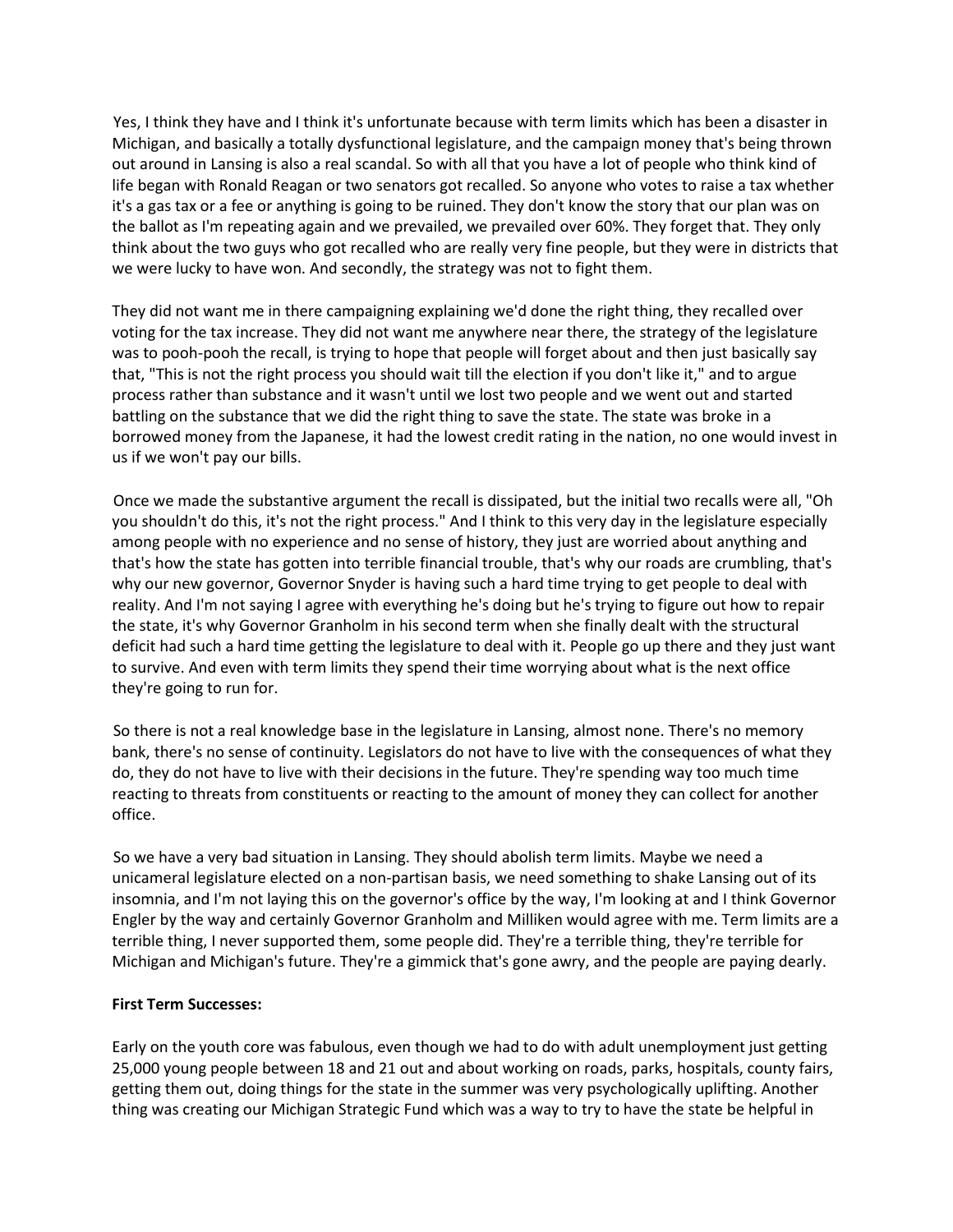Yes, I think they have and I think it's unfortunate because with term limits which has been a disaster in Michigan, and basically a totally dysfunctional legislature, and the campaign money that's being thrown out around in Lansing is also a real scandal. So with all that you have a lot of people who think kind of life began with Ronald Reagan or two senators got recalled. So anyone who votes to raise a tax whether it's a gas tax or a fee or anything is going to be ruined. They don't know the story that our plan was on the ballot as I'm repeating again and we prevailed, we prevailed over 60%. They forget that. They only think about the two guys who got recalled who are really very fine people, but they were in districts that we were lucky to have won. And secondly, the strategy was not to fight them.

They did not want me in there campaigning explaining we'd done the right thing, they recalled over voting for the tax increase. They did not want me anywhere near there, the strategy of the legislature was to pooh-pooh the recall, is trying to hope that people will forget about and then just basically say that, "This is not the right process you should wait till the election if you don't like it," and to argue process rather than substance and it wasn't until we lost two people and we went out and started battling on the substance that we did the right thing to save the state. The state was broke in a borrowed money from the Japanese, it had the lowest credit rating in the nation, no one would invest in us if we won't pay our bills.

Once we made the substantive argument the recall is dissipated, but the initial two recalls were all, "Oh you shouldn't do this, it's not the right process." And I think to this very day in the legislature especially among people with no experience and no sense of history, they just are worried about anything and that's how the state has gotten into terrible financial trouble, that's why our roads are crumbling, that's why our new governor, Governor Snyder is having such a hard time trying to get people to deal with reality. And I'm not saying I agree with everything he's doing but he's trying to figure out how to repair the state, it's why Governor Granholm in his second term when she finally dealt with the structural deficit had such a hard time getting the legislature to deal with it. People go up there and they just want to survive. And even with term limits they spend their time worrying about what is the next office they're going to run for.

So there is not a real knowledge base in the legislature in Lansing, almost none. There's no memory bank, there's no sense of continuity. Legislators do not have to live with the consequences of what they do, they do not have to live with their decisions in the future. They're spending way too much time reacting to threats from constituents or reacting to the amount of money they can collect for another office.

So we have a very bad situation in Lansing. They should abolish term limits. Maybe we need a unicameral legislature elected on a non-partisan basis, we need something to shake Lansing out of its insomnia, and I'm not laying this on the governor's office by the way, I'm looking at and I think Governor Engler by the way and certainly Governor Granholm and Milliken would agree with me. Term limits are a terrible thing, I never supported them, some people did. They're a terrible thing, they're terrible for Michigan and Michigan's future. They're a gimmick that's gone awry, and the people are paying dearly.

**First Term Successes:**

Early on the youth core was fabulous, even though we had to do with adult unemployment just getting 25,000 young people between 18 and 21 out and about working on roads, parks, hospitals, county fairs, getting them out, doing things for the state in the summer was very psychologically uplifting. Another thing was creating our Michigan Strategic Fund which was a way to try to have the state be helpful in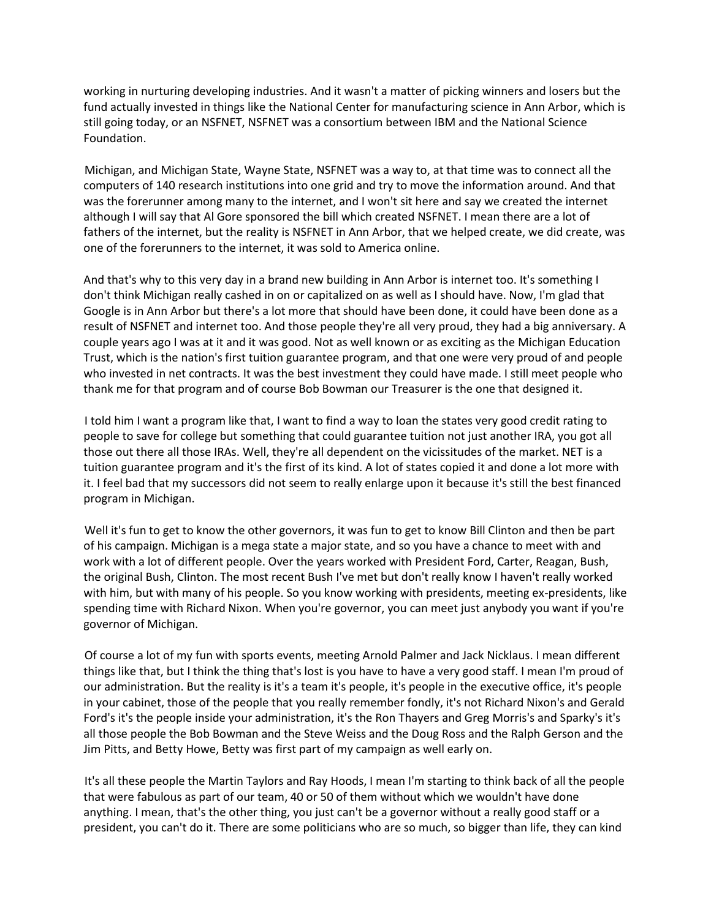working in nurturing developing industries. And it wasn't a matter of picking winners and losers but the fund actually invested in things like the National Center for manufacturing science in Ann Arbor, which is still going today, or an NSFNET, NSFNET was a consortium between IBM and the National Science Foundation.

Michigan, and Michigan State, Wayne State, NSFNET was a way to, at that time was to connect all the computers of 140 research institutions into one grid and try to move the information around. And that was the forerunner among many to the internet, and I won't sit here and say we created the internet although I will say that Al Gore sponsored the bill which created NSFNET. I mean there are a lot of fathers of the internet, but the reality is NSFNET in Ann Arbor, that we helped create, we did create, was one of the forerunners to the internet, it was sold to America online.

And that's why to this very day in a brand new building in Ann Arbor is internet too. It's something I don't think Michigan really cashed in on or capitalized on as well as I should have. Now, I'm glad that Google is in Ann Arbor but there's a lot more that should have been done, it could have been done as a result of NSFNET and internet too. And those people they're all very proud, they had a big anniversary. A couple years ago I was at it and it was good. Not as well known or as exciting as the Michigan Education Trust, which is the nation's first tuition guarantee program, and that one were very proud of and people who invested in net contracts. It was the best investment they could have made. I still meet people who thank me for that program and of course Bob Bowman our Treasurer is the one that designed it.

I told him I want a program like that, I want to find a way to loan the states very good credit rating to people to save for college but something that could guarantee tuition not just another IRA, you got all those out there all those IRAs. Well, they're all dependent on the vicissitudes of the market. NET is a tuition guarantee program and it's the first of its kind. A lot of states copied it and done a lot more with it. I feel bad that my successors did not seem to really enlarge upon it because it's still the best financed program in Michigan.

Well it's fun to get to know the other governors, it was fun to get to know Bill Clinton and then be part of his campaign. Michigan is a mega state a major state, and so you have a chance to meet with and work with a lot of different people. Over the years worked with President Ford, Carter, Reagan, Bush, the original Bush, Clinton. The most recent Bush I've met but don't really know I haven't really worked with him, but with many of his people. So you know working with presidents, meeting ex-presidents, like spending time with Richard Nixon. When you're governor, you can meet just anybody you want if you're governor of Michigan.

Of course a lot of my fun with sports events, meeting Arnold Palmer and Jack Nicklaus. I mean different things like that, but I think the thing that's lost is you have to have a very good staff. I mean I'm proud of our administration. But the reality is it's a team it's people, it's people in the executive office, it's people in your cabinet, those of the people that you really remember fondly, it's not Richard Nixon's and Gerald Ford's it's the people inside your administration, it's the Ron Thayers and Greg Morris's and Sparky's it's all those people the Bob Bowman and the Steve Weiss and the Doug Ross and the Ralph Gerson and the Jim Pitts, and Betty Howe, Betty was first part of my campaign as well early on.

It's all these people the Martin Taylors and Ray Hoods, I mean I'm starting to think back of all the people that were fabulous as part of our team, 40 or 50 of them without which we wouldn't have done anything. I mean, that's the other thing, you just can't be a governor without a really good staff or a president, you can't do it. There are some politicians who are so much, so bigger than life, they can kind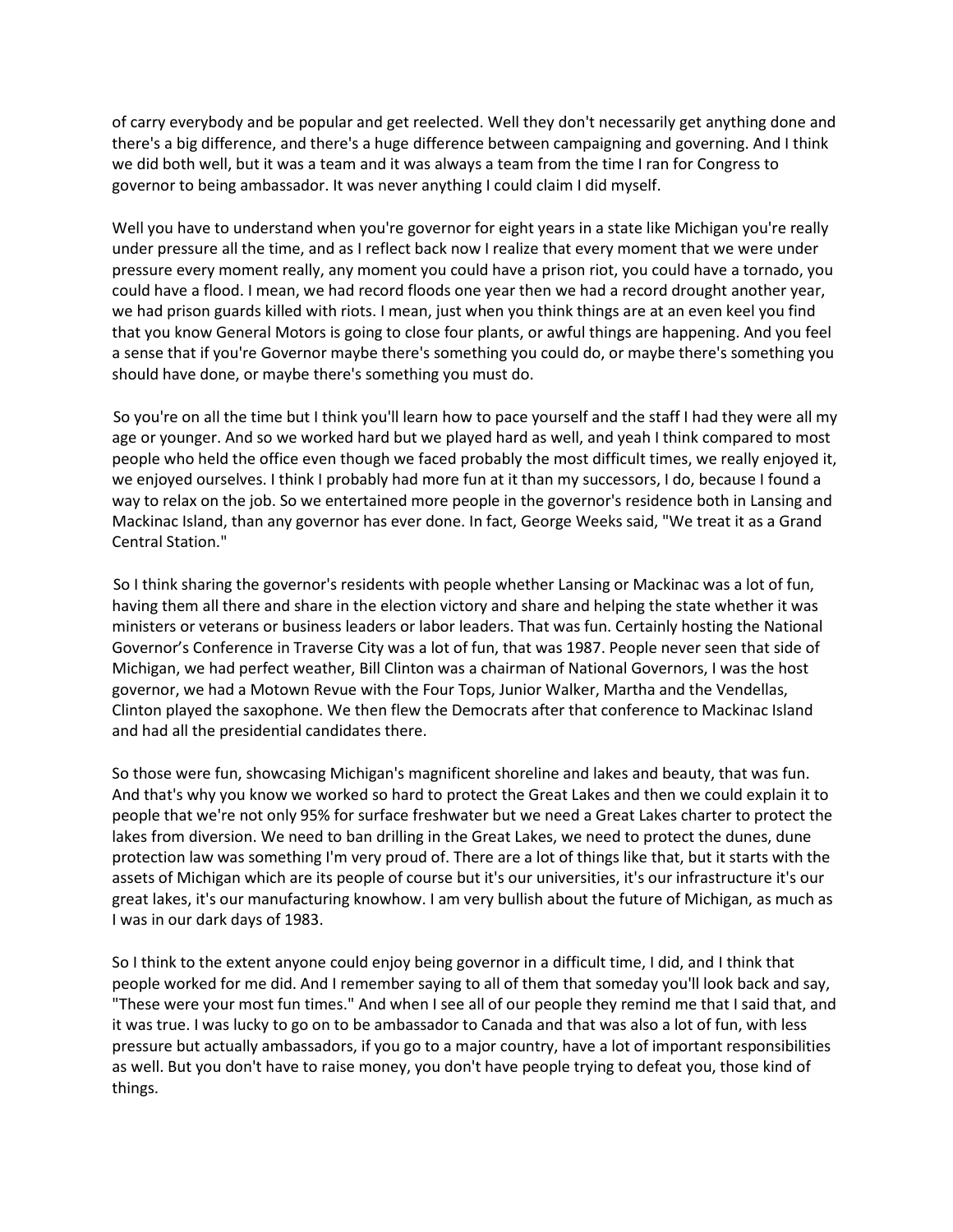of carry everybody and be popular and get reelected. Well they don't necessarily get anything done and there's a big difference, and there's a huge difference between campaigning and governing. And I think we did both well, but it was a team and it was always a team from the time I ran for Congress to governor to being ambassador. It was never anything I could claim I did myself.

Well you have to understand when you're governor for eight years in a state like Michigan you're really under pressure all the time, and as I reflect back now I realize that every moment that we were under pressure every moment really, any moment you could have a prison riot, you could have a tornado, you could have a flood. I mean, we had record floods one year then we had a record drought another year, we had prison guards killed with riots. I mean, just when you think things are at an even keel you find that you know General Motors is going to close four plants, or awful things are happening. And you feel a sense that if you're Governor maybe there's something you could do, or maybe there's something you should have done, or maybe there's something you must do.

So you're on all the time but I think you'll learn how to pace yourself and the staff I had they were all my age or younger. And so we worked hard but we played hard as well, and yeah I think compared to most people who held the office even though we faced probably the most difficult times, we really enjoyed it, we enjoyed ourselves. I think I probably had more fun at it than my successors, I do, because I found a way to relax on the job. So we entertained more people in the governor's residence both in Lansing and Mackinac Island, than any governor has ever done. In fact, George Weeks said, "We treat it as a Grand Central Station."

So I think sharing the governor's residents with people whether Lansing or Mackinac was a lot of fun, having them all there and share in the election victory and share and helping the state whether it was ministers or veterans or business leaders or labor leaders. That was fun. Certainly hosting the National Governor's Conference in Traverse City was a lot of fun, that was 1987. People never seen that side of Michigan, we had perfect weather, Bill Clinton was a chairman of National Governors, I was the host governor, we had a Motown Revue with the Four Tops, Junior Walker, Martha and the Vendellas, Clinton played the saxophone. We then flew the Democrats after that conference to Mackinac Island and had all the presidential candidates there.

So those were fun, showcasing Michigan's magnificent shoreline and lakes and beauty, that was fun. And that's why you know we worked so hard to protect the Great Lakes and then we could explain it to people that we're not only 95% for surface freshwater but we need a Great Lakes charter to protect the lakes from diversion. We need to ban drilling in the Great Lakes, we need to protect the dunes, dune protection law was something I'm very proud of. There are a lot of things like that, but it starts with the assets of Michigan which are its people of course but it's our universities, it's our infrastructure it's our great lakes, it's our manufacturing knowhow. I am very bullish about the future of Michigan, as much as I was in our dark days of 1983.

So I think to the extent anyone could enjoy being governor in a difficult time, I did, and I think that people worked for me did. And I remember saying to all of them that someday you'll look back and say, "These were your most fun times." And when I see all of our people they remind me that I said that, and it was true. I was lucky to go on to be ambassador to Canada and that was also a lot of fun, with less pressure but actually ambassadors, if you go to a major country, have a lot of important responsibilities as well. But you don't have to raise money, you don't have people trying to defeat you, those kind of things.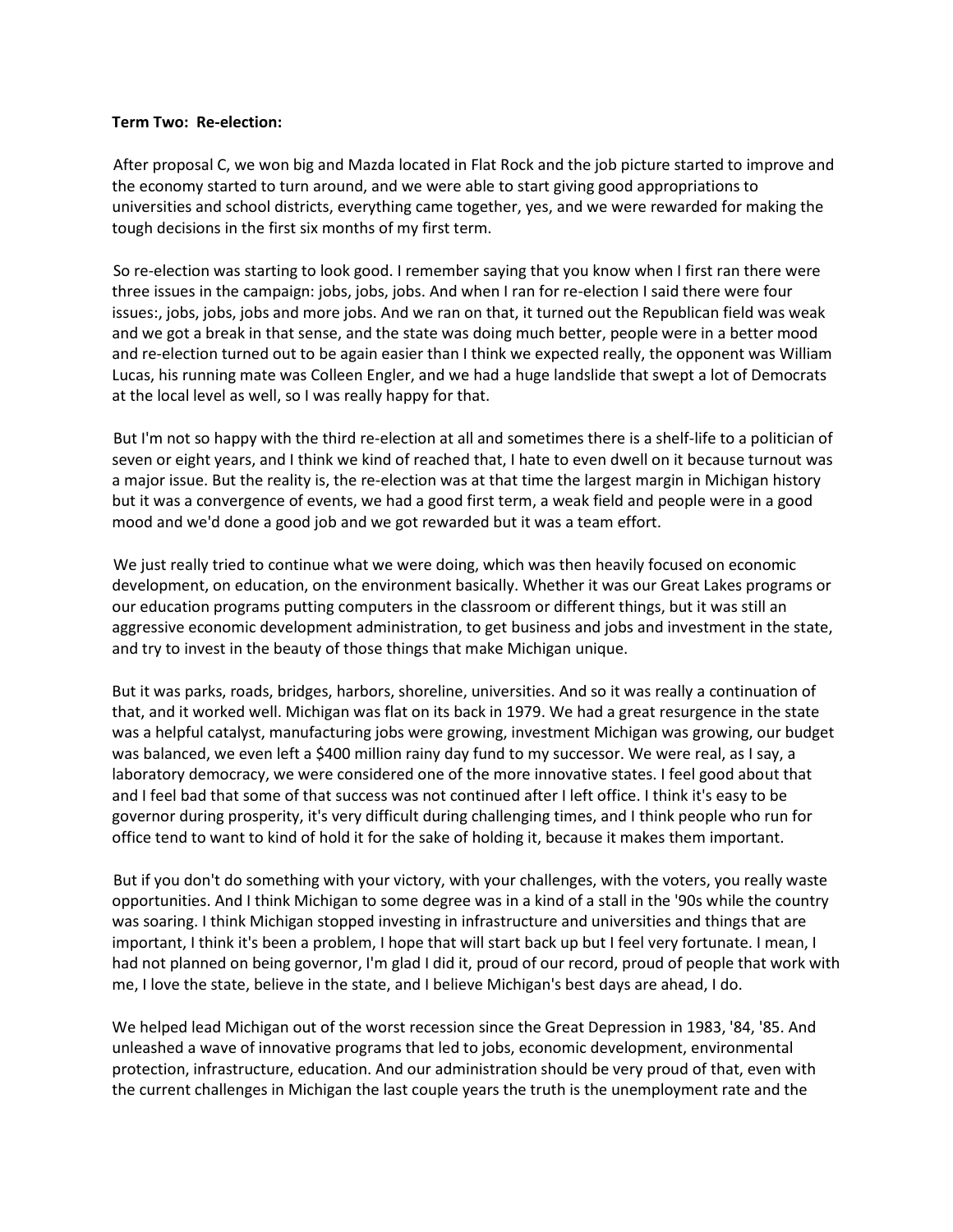**Term Two: Re-election:**

After proposal C, we won big and Mazda located in Flat Rock and the job picture started to improve and the economy started to turn around, and we were able to start giving good appropriations to universities and school districts, everything came together, yes, and we were rewarded for making the tough decisions in the first six months of my first term.

So re-election was starting to look good. I remember saying that you know when I first ran there were three issues in the campaign: jobs, jobs, jobs. And when I ran for re-election I said there were four issues:, jobs, jobs, jobs and more jobs. And we ran on that, it turned out the Republican field was weak and we got a break in that sense, and the state was doing much better, people were in a better mood and re-election turned out to be again easier than I think we expected really, the opponent was William Lucas, his running mate was Colleen Engler, and we had a huge landslide that swept a lot of Democrats at the local level as well, so I was really happy for that.

But I'm not so happy with the third re-election at all and sometimes there is a shelf-life to a politician of seven or eight years, and I think we kind of reached that, I hate to even dwell on it because turnout was a major issue. But the reality is, the re-election was at that time the largest margin in Michigan history but it was a convergence of events, we had a good first term, a weak field and people were in a good mood and we'd done a good job and we got rewarded but it was a team effort.

We just really tried to continue what we were doing, which was then heavily focused on economic development, on education, on the environment basically. Whether it was our Great Lakes programs or our education programs putting computers in the classroom or different things, but it was still an aggressive economic development administration, to get business and jobs and investment in the state, and try to invest in the beauty of those things that make Michigan unique.

But it was parks, roads, bridges, harbors, shoreline, universities. And so it was really a continuation of that, and it worked well. Michigan was flat on its back in 1979. We had a great resurgence in the state was a helpful catalyst, manufacturing jobs were growing, investment Michigan was growing, our budget was balanced, we even left a $400 million rainy day fund to my successor. We were real, as I say, a laboratory democracy, we were considered one of the more innovative states. I feel good about that and I feel bad that some of that success was not continued after I left office. I think it's easy to be governor during prosperity, it's very difficult during challenging times, and I think people who run for office tend to want to kind of hold it for the sake of holding it, because it makes them important.

But if you don't do something with your victory, with your challenges, with the voters, you really waste opportunities. And I think Michigan to some degree was in a kind of a stall in the '90s while the country was soaring. I think Michigan stopped investing in infrastructure and universities and things that are important, I think it's been a problem, I hope that will start back up but I feel very fortunate. I mean, I had not planned on being governor, I'm glad I did it, proud of our record, proud of people that work with me, I love the state, believe in the state, and I believe Michigan's best days are ahead, I do.

We helped lead Michigan out of the worst recession since the Great Depression in 1983, '84, '85. And unleashed a wave of innovative programs that led to jobs, economic development, environmental protection, infrastructure, education. And our administration should be very proud of that, even with the current challenges in Michigan the last couple years the truth is the unemployment rate and the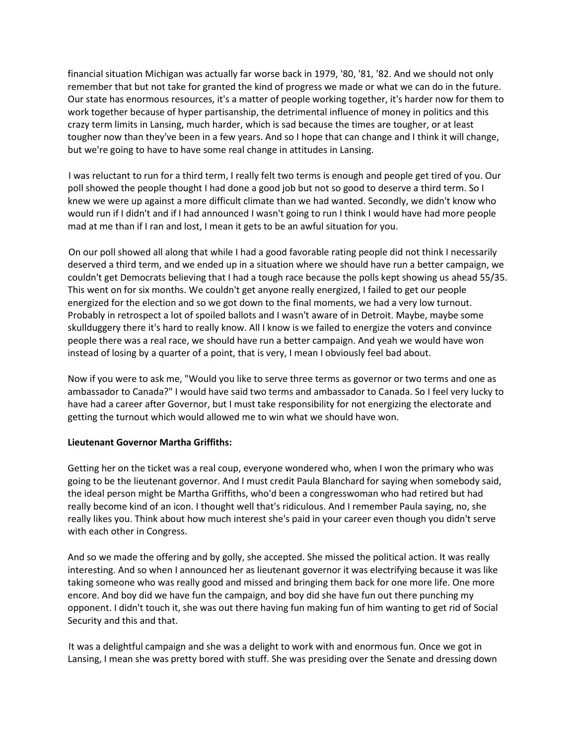financial situation Michigan was actually far worse back in 1979, '80, '81, '82. And we should not only remember that but not take for granted the kind of progress we made or what we can do in the future. Our state has enormous resources, it's a matter of people working together, it's harder now for them to work together because of hyper partisanship, the detrimental influence of money in politics and this crazy term limits in Lansing, much harder, which is sad because the times are tougher, or at least tougher now than they've been in a few years. And so I hope that can change and I think it will change, but we're going to have to have some real change in attitudes in Lansing.

I was reluctant to run for a third term, I really felt two terms is enough and people get tired of you. Our poll showed the people thought I had done a good job but not so good to deserve a third term. So I knew we were up against a more difficult climate than we had wanted. Secondly, we didn't know who would run if I didn't and if I had announced I wasn't going to run I think I would have had more people mad at me than if I ran and lost, I mean it gets to be an awful situation for you.

On our poll showed all along that while I had a good favorable rating people did not think I necessarily deserved a third term, and we ended up in a situation where we should have run a better campaign, we couldn't get Democrats believing that I had a tough race because the polls kept showing us ahead 55/35. This went on for six months. We couldn't get anyone really energized, I failed to get our people energized for the election and so we got down to the final moments, we had a very low turnout. Probably in retrospect a lot of spoiled ballots and I wasn't aware of in Detroit. Maybe, maybe some skullduggery there it's hard to really know. All I know is we failed to energize the voters and convince people there was a real race, we should have run a better campaign. And yeah we would have won instead of losing by a quarter of a point, that is very, I mean I obviously feel bad about.

Now if you were to ask me, "Would you like to serve three terms as governor or two terms and one as ambassador to Canada?" I would have said two terms and ambassador to Canada. So I feel very lucky to have had a career after Governor, but I must take responsibility for not energizing the electorate and getting the turnout which would allowed me to win what we should have won.

**Lieutenant Governor Martha Griffiths:**

Getting her on the ticket was a real coup, everyone wondered who, when I won the primary who was going to be the lieutenant governor. And I must credit Paula Blanchard for saying when somebody said, the ideal person might be Martha Griffiths, who'd been a congresswoman who had retired but had really become kind of an icon. I thought well that's ridiculous. And I remember Paula saying, no, she really likes you. Think about how much interest she's paid in your career even though you didn't serve with each other in Congress.

And so we made the offering and by golly, she accepted. She missed the political action. It was really interesting. And so when I announced her as lieutenant governor it was electrifying because it was like taking someone who was really good and missed and bringing them back for one more life. One more encore. And boy did we have fun the campaign, and boy did she have fun out there punching my opponent. I didn't touch it, she was out there having fun making fun of him wanting to get rid of Social Security and this and that.

It was a delightful campaign and she was a delight to work with and enormous fun. Once we got in Lansing, I mean she was pretty bored with stuff. She was presiding over the Senate and dressing down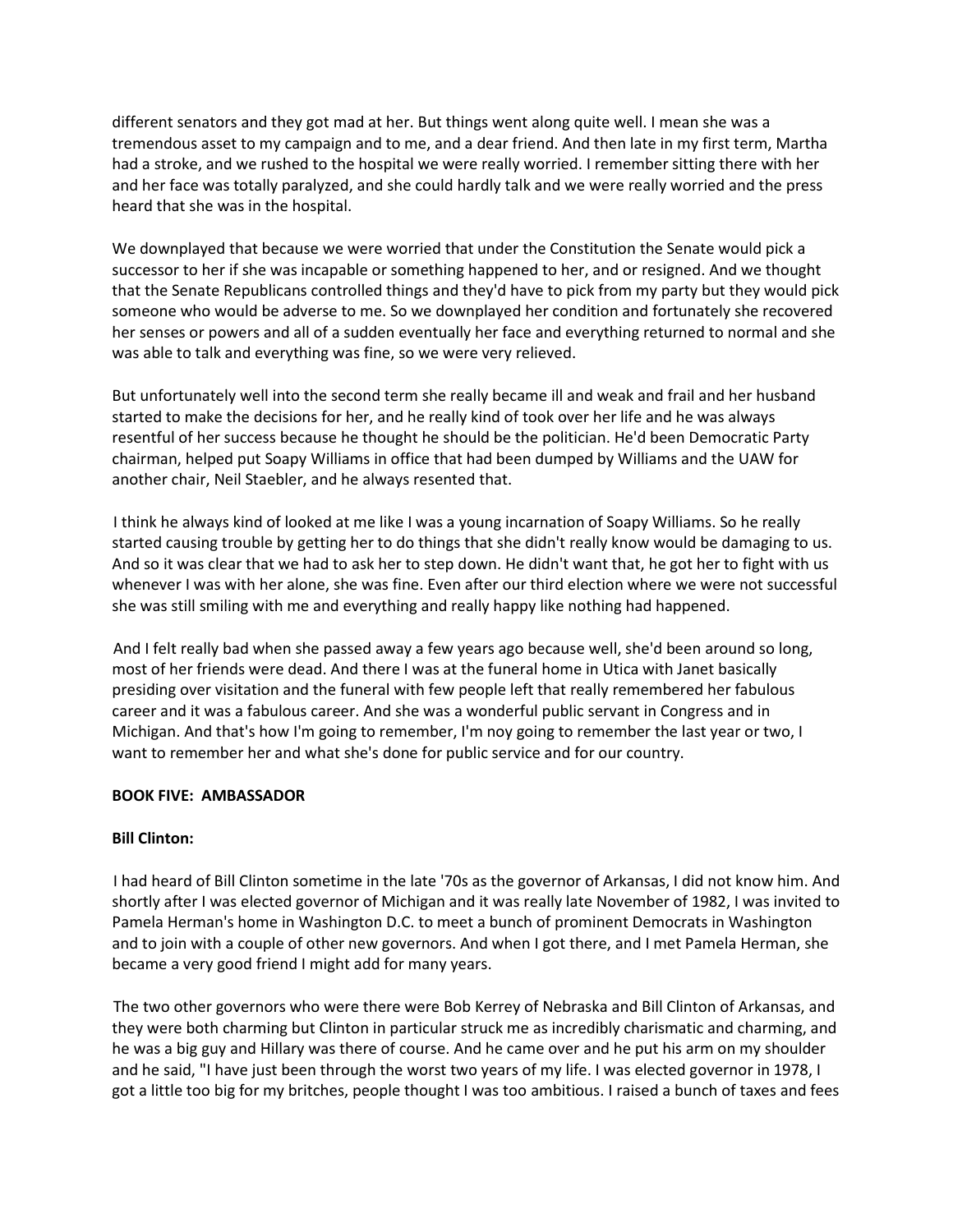different senators and they got mad at her. But things went along quite well. I mean she was a tremendous asset to my campaign and to me, and a dear friend. And then late in my first term, Martha had a stroke, and we rushed to the hospital we were really worried. I remember sitting there with her and her face was totally paralyzed, and she could hardly talk and we were really worried and the press heard that she was in the hospital.

We downplayed that because we were worried that under the Constitution the Senate would pick a successor to her if she was incapable or something happened to her, and or resigned. And we thought that the Senate Republicans controlled things and they'd have to pick from my party but they would pick someone who would be adverse to me. So we downplayed her condition and fortunately she recovered her senses or powers and all of a sudden eventually her face and everything returned to normal and she was able to talk and everything was fine, so we were very relieved.

But unfortunately well into the second term she really became ill and weak and frail and her husband started to make the decisions for her, and he really kind of took over her life and he was always resentful of her success because he thought he should be the politician. He'd been Democratic Party chairman, helped put Soapy Williams in office that had been dumped by Williams and the UAW for another chair, Neil Staebler, and he always resented that.

I think he always kind of looked at me like I was a young incarnation of Soapy Williams. So he really started causing trouble by getting her to do things that she didn't really know would be damaging to us. And so it was clear that we had to ask her to step down. He didn't want that, he got her to fight with us whenever I was with her alone, she was fine. Even after our third election where we were not successful she was still smiling with me and everything and really happy like nothing had happened.

And I felt really bad when she passed away a few years ago because well, she'd been around so long, most of her friends were dead. And there I was at the funeral home in Utica with Janet basically presiding over visitation and the funeral with few people left that really remembered her fabulous career and it was a fabulous career. And she was a wonderful public servant in Congress and in Michigan. And that's how I'm going to remember, I'm noy going to remember the last year or two, I want to remember her and what she's done for public service and for our country.

## BOOK FIVE: AMBASSADOR

### Bill Clinton:

I had heard of Bill Clinton sometime in the late '70s as the governor of Arkansas, I did not know him. And shortly after I was elected governor of Michigan and it was really late November of 1982, I was invited to Pamela Herman's home in Washington D.C. to meet a bunch of prominent Democrats in Washington and to join with a couple of other new governors. And when I got there, and I met Pamela Herman, she became a very good friend I might add for many years.

The two other governors who were there were Bob Kerrey of Nebraska and Bill Clinton of Arkansas, and they were both charming but Clinton in particular struck me as incredibly charismatic and charming, and he was a big guy and Hillary was there of course. And he came over and he put his arm on my shoulder and he said, "I have just been through the worst two years of my life. I was elected governor in 1978, I got a little too big for my britches, people thought I was too ambitious. I raised a bunch of taxes and fees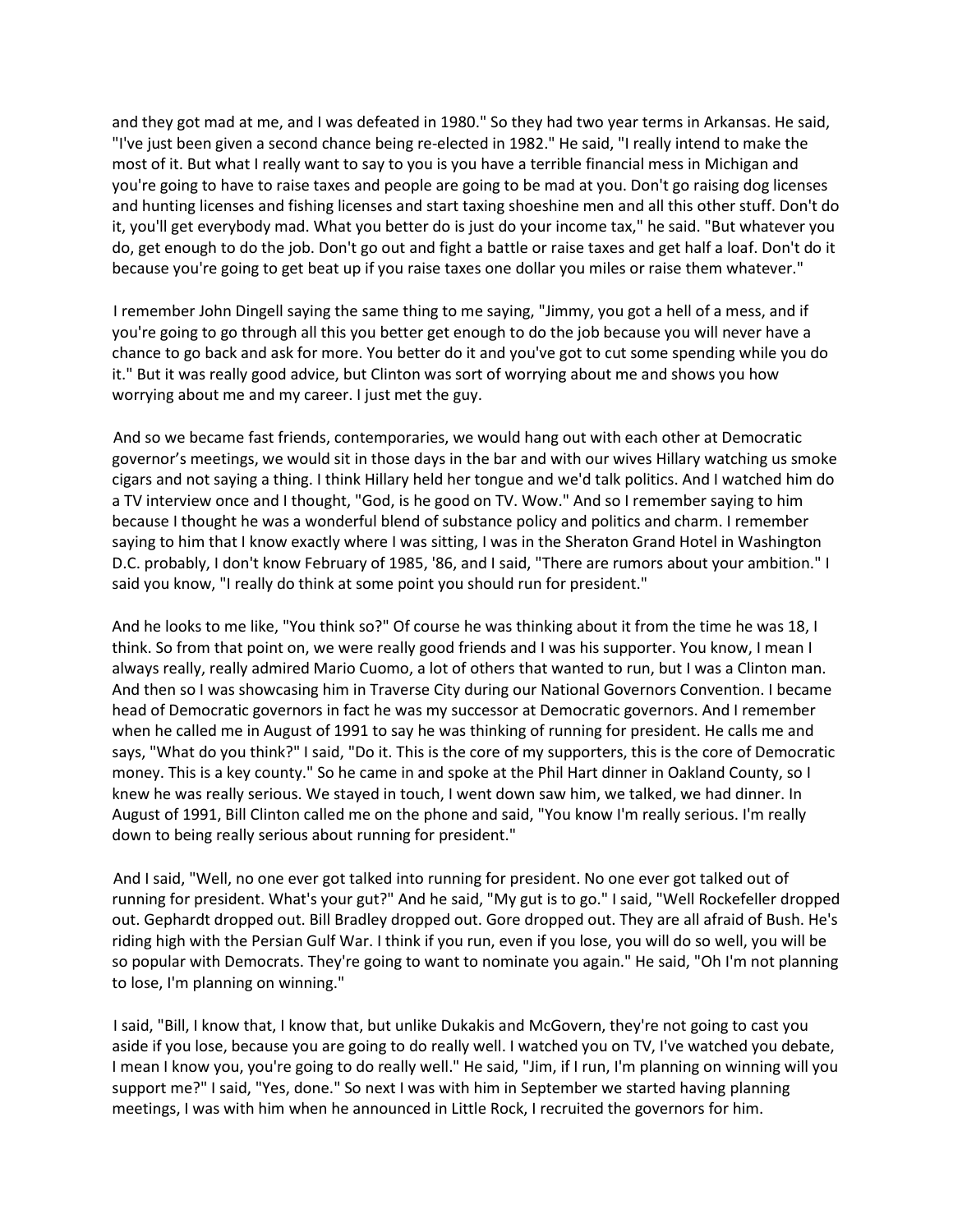and they got mad at me, and I was defeated in 1980." So they had two year terms in Arkansas. He said, "I've just been given a second chance being re-elected in 1982." He said, "I really intend to make the most of it. But what I really want to say to you is you have a terrible financial mess in Michigan and you're going to have to raise taxes and people are going to be mad at you. Don't go raising dog licenses and hunting licenses and fishing licenses and start taxing shoeshine men and all this other stuff. Don't do it, you'll get everybody mad. What you better do is just do your income tax," he said. "But whatever you do, get enough to do the job. Don't go out and fight a battle or raise taxes and get half a loaf. Don't do it because you're going to get beat up if you raise taxes one dollar you miles or raise them whatever."

I remember John Dingell saying the same thing to me saying, "Jimmy, you got a hell of a mess, and if you're going to go through all this you better get enough to do the job because you will never have a chance to go back and ask for more. You better do it and you've got to cut some spending while you do it." But it was really good advice, but Clinton was sort of worrying about me and shows you how worrying about me and my career. I just met the guy.

And so we became fast friends, contemporaries, we would hang out with each other at Democratic governor's meetings, we would sit in those days in the bar and with our wives Hillary watching us smoke cigars and not saying a thing. I think Hillary held her tongue and we'd talk politics. And I watched him do a TV interview once and I thought, "God, is he good on TV. Wow." And so I remember saying to him because I thought he was a wonderful blend of substance policy and politics and charm. I remember saying to him that I know exactly where I was sitting, I was in the Sheraton Grand Hotel in Washington D.C. probably, I don't know February of 1985, '86, and I said, "There are rumors about your ambition." I said you know, "I really do think at some point you should run for president."

And he looks to me like, "You think so?" Of course he was thinking about it from the time he was 18, I think. So from that point on, we were really good friends and I was his supporter. You know, I mean I always really, really admired Mario Cuomo, a lot of others that wanted to run, but I was a Clinton man. And then so I was showcasing him in Traverse City during our National Governors Convention. I became head of Democratic governors in fact he was my successor at Democratic governors. And I remember when he called me in August of 1991 to say he was thinking of running for president. He calls me and says, "What do you think?" I said, "Do it. This is the core of my supporters, this is the core of Democratic money. This is a key county." So he came in and spoke at the Phil Hart dinner in Oakland County, so I knew he was really serious. We stayed in touch, I went down saw him, we talked, we had dinner. In August of 1991, Bill Clinton called me on the phone and said, "You know I'm really serious. I'm really down to being really serious about running for president."

And I said, "Well, no one ever got talked into running for president. No one ever got talked out of running for president. What's your gut?" And he said, "My gut is to go." I said, "Well Rockefeller dropped out. Gephardt dropped out. Bill Bradley dropped out. Gore dropped out. They are all afraid of Bush. He's riding high with the Persian Gulf War. I think if you run, even if you lose, you will do so well, you will be so popular with Democrats. They're going to want to nominate you again." He said, "Oh I'm not planning to lose, I'm planning on winning."

I said, "Bill, I know that, I know that, but unlike Dukakis and McGovern, they're not going to cast you aside if you lose, because you are going to do really well. I watched you on TV, I've watched you debate, I mean I know you, you're going to do really well." He said, "Jim, if I run, I'm planning on winning will you support me?" I said, "Yes, done." So next I was with him in September we started having planning meetings, I was with him when he announced in Little Rock, I recruited the governors for him.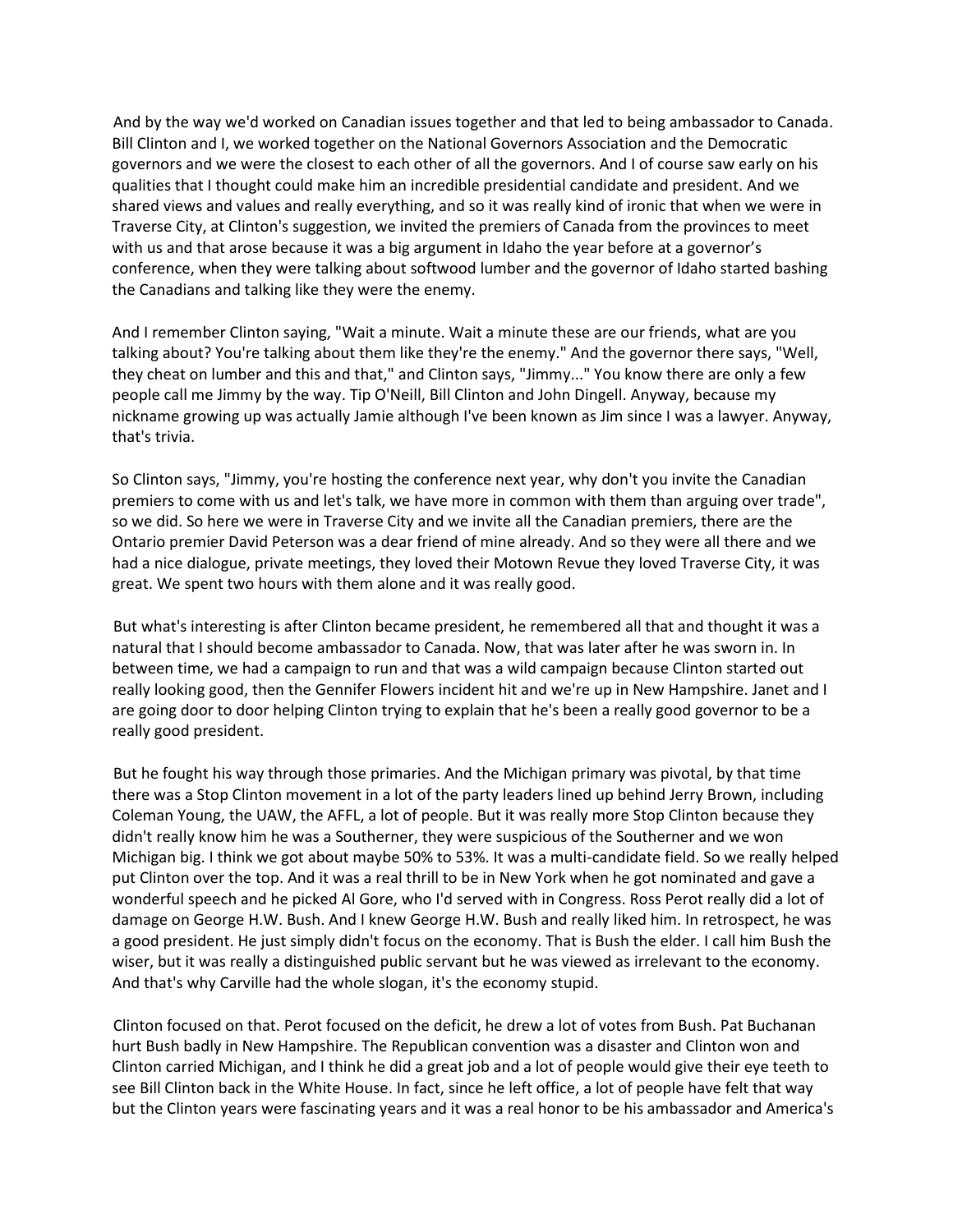And by the way we'd worked on Canadian issues together and that led to being ambassador to Canada. Bill Clinton and I, we worked together on the National Governors Association and the Democratic governors and we were the closest to each other of all the governors. And I of course saw early on his qualities that I thought could make him an incredible presidential candidate and president. And we shared views and values and really everything, and so it was really kind of ironic that when we were in Traverse City, at Clinton's suggestion, we invited the premiers of Canada from the provinces to meet with us and that arose because it was a big argument in Idaho the year before at a governor's conference, when they were talking about softwood lumber and the governor of Idaho started bashing the Canadians and talking like they were the enemy.

And I remember Clinton saying, "Wait a minute. Wait a minute these are our friends, what are you talking about? You're talking about them like they're the enemy." And the governor there says, "Well, they cheat on lumber and this and that," and Clinton says, "Jimmy..." You know there are only a few people call me Jimmy by the way. Tip O'Neill, Bill Clinton and John Dingell. Anyway, because my nickname growing up was actually Jamie although I've been known as Jim since I was a lawyer. Anyway, that's trivia.

So Clinton says, "Jimmy, you're hosting the conference next year, why don't you invite the Canadian premiers to come with us and let's talk, we have more in common with them than arguing over trade", so we did. So here we were in Traverse City and we invite all the Canadian premiers, there are the Ontario premier David Peterson was a dear friend of mine already. And so they were all there and we had a nice dialogue, private meetings, they loved their Motown Revue they loved Traverse City, it was great. We spent two hours with them alone and it was really good.

But what's interesting is after Clinton became president, he remembered all that and thought it was a natural that I should become ambassador to Canada. Now, that was later after he was sworn in. In between time, we had a campaign to run and that was a wild campaign because Clinton started out really looking good, then the Gennifer Flowers incident hit and we're up in New Hampshire. Janet and I are going door to door helping Clinton trying to explain that he's been a really good governor to be a really good president.

But he fought his way through those primaries. And the Michigan primary was pivotal, by that time there was a Stop Clinton movement in a lot of the party leaders lined up behind Jerry Brown, including Coleman Young, the UAW, the AFFL, a lot of people. But it was really more Stop Clinton because they didn't really know him he was a Southerner, they were suspicious of the Southerner and we won Michigan big. I think we got about maybe 50% to 53%. It was a multi-candidate field. So we really helped put Clinton over the top. And it was a real thrill to be in New York when he got nominated and gave a wonderful speech and he picked Al Gore, who I'd served with in Congress. Ross Perot really did a lot of damage on George H.W. Bush. And I knew George H.W. Bush and really liked him. In retrospect, he was a good president. He just simply didn't focus on the economy. That is Bush the elder. I call him Bush the wiser, but it was really a distinguished public servant but he was viewed as irrelevant to the economy. And that's why Carville had the whole slogan, it's the economy stupid.

Clinton focused on that. Perot focused on the deficit, he drew a lot of votes from Bush. Pat Buchanan hurt Bush badly in New Hampshire. The Republican convention was a disaster and Clinton won and Clinton carried Michigan, and I think he did a great job and a lot of people would give their eye teeth to see Bill Clinton back in the White House. In fact, since he left office, a lot of people have felt that way but the Clinton years were fascinating years and it was a real honor to be his ambassador and America's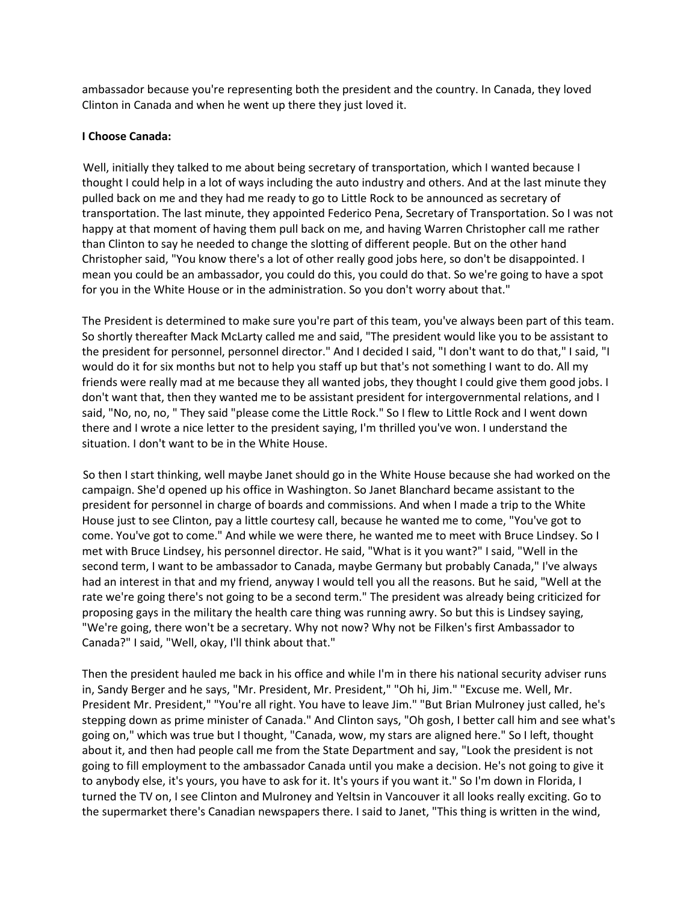ambassador because you're representing both the president and the country. In Canada, they loved Clinton in Canada and when he went up there they just loved it.

**I Choose Canada:**

Well, initially they talked to me about being secretary of transportation, which I wanted because I thought I could help in a lot of ways including the auto industry and others. And at the last minute they pulled back on me and they had me ready to go to Little Rock to be announced as secretary of transportation. The last minute, they appointed Federico Pena, Secretary of Transportation. So I was not happy at that moment of having them pull back on me, and having Warren Christopher call me rather than Clinton to say he needed to change the slotting of different people. But on the other hand Christopher said, "You know there's a lot of other really good jobs here, so don't be disappointed. I mean you could be an ambassador, you could do this, you could do that. So we're going to have a spot for you in the White House or in the administration. So you don't worry about that."

The President is determined to make sure you're part of this team, you've always been part of this team. So shortly thereafter Mack McLarty called me and said, "The president would like you to be assistant to the president for personnel, personnel director." And I decided I said, "I don't want to do that," I said, "I would do it for six months but not to help you staff up but that's not something I want to do. All my friends were really mad at me because they all wanted jobs, they thought I could give them good jobs. I don't want that, then they wanted me to be assistant president for intergovernmental relations, and I said, "No, no, no, " They said "please come the Little Rock." So I flew to Little Rock and I went down there and I wrote a nice letter to the president saying, I'm thrilled you've won. I understand the situation. I don't want to be in the White House.

So then I start thinking, well maybe Janet should go in the White House because she had worked on the campaign. She'd opened up his office in Washington. So Janet Blanchard became assistant to the president for personnel in charge of boards and commissions. And when I made a trip to the White House just to see Clinton, pay a little courtesy call, because he wanted me to come, "You've got to come. You've got to come." And while we were there, he wanted me to meet with Bruce Lindsey. So I met with Bruce Lindsey, his personnel director. He said, "What is it you want?" I said, "Well in the second term, I want to be ambassador to Canada, maybe Germany but probably Canada," I've always had an interest in that and my friend, anyway I would tell you all the reasons. But he said, "Well at the rate we're going there's not going to be a second term." The president was already being criticized for proposing gays in the military the health care thing was running awry. So but this is Lindsey saying, "We're going, there won't be a secretary. Why not now? Why not be Filken's first Ambassador to Canada?" I said, "Well, okay, I'll think about that."

Then the president hauled me back in his office and while I'm in there his national security adviser runs in, Sandy Berger and he says, "Mr. President, Mr. President," "Oh hi, Jim." "Excuse me. Well, Mr. President Mr. President," "You're all right. You have to leave Jim." "But Brian Mulroney just called, he's stepping down as prime minister of Canada." And Clinton says, "Oh gosh, I better call him and see what's going on," which was true but I thought, "Canada, wow, my stars are aligned here." So I left, thought about it, and then had people call me from the State Department and say, "Look the president is not going to fill employment to the ambassador Canada until you make a decision. He's not going to give it to anybody else, it's yours, you have to ask for it. It's yours if you want it." So I'm down in Florida, I turned the TV on, I see Clinton and Mulroney and Yeltsin in Vancouver it all looks really exciting. Go to the supermarket there's Canadian newspapers there. I said to Janet, "This thing is written in the wind,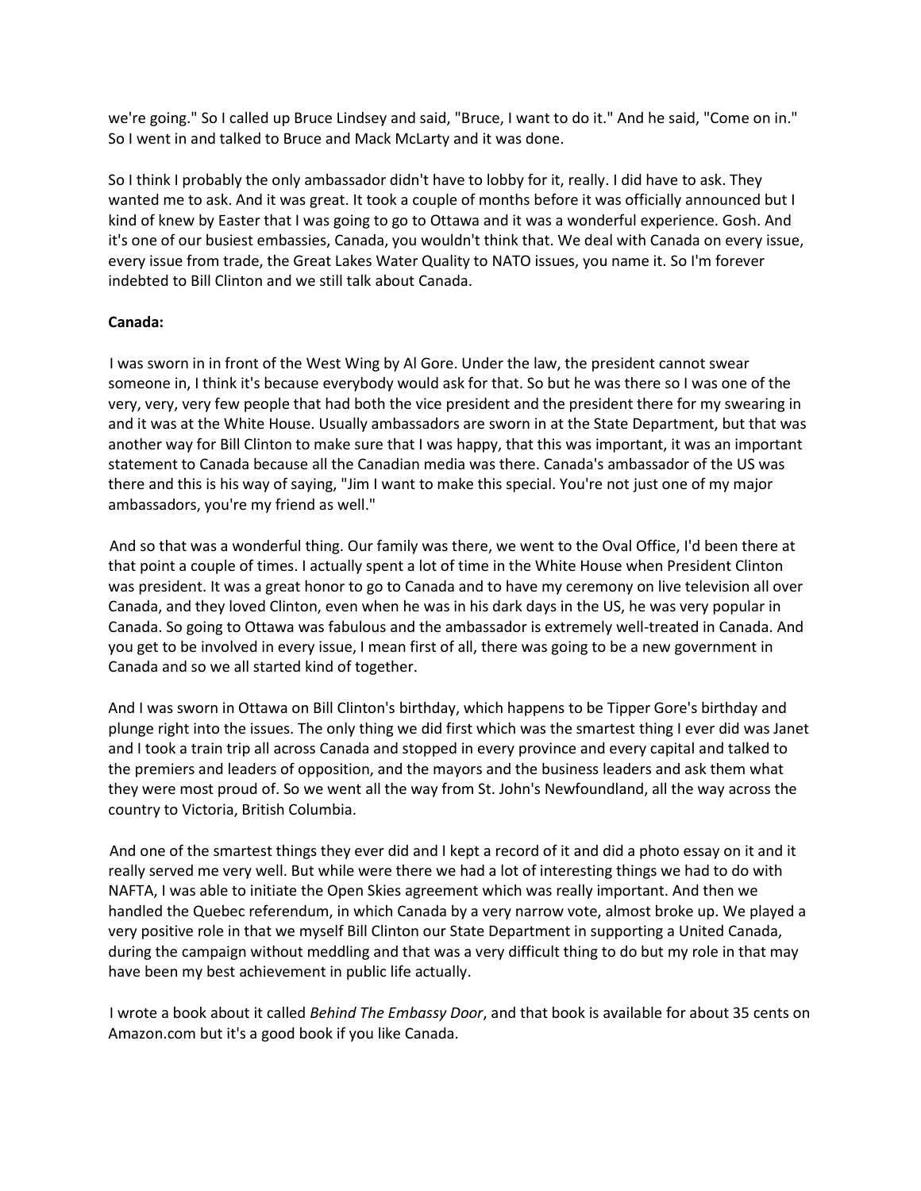we're going." So I called up Bruce Lindsey and said, "Bruce, I want to do it." And he said, "Come on in." So I went in and talked to Bruce and Mack McLarty and it was done.

So I think I probably the only ambassador didn't have to lobby for it, really. I did have to ask. They wanted me to ask. And it was great. It took a couple of months before it was officially announced but I kind of knew by Easter that I was going to go to Ottawa and it was a wonderful experience. Gosh. And it's one of our busiest embassies, Canada, you wouldn't think that. We deal with Canada on every issue, every issue from trade, the Great Lakes Water Quality to NATO issues, you name it. So I'm forever indebted to Bill Clinton and we still talk about Canada.

**Canada:**

I was sworn in in front of the West Wing by Al Gore. Under the law, the president cannot swear someone in, I think it's because everybody would ask for that. So but he was there so I was one of the very, very, very few people that had both the vice president and the president there for my swearing in and it was at the White House. Usually ambassadors are sworn in at the State Department, but that was another way for Bill Clinton to make sure that I was happy, that this was important, it was an important statement to Canada because all the Canadian media was there. Canada's ambassador of the US was there and this is his way of saying, "Jim I want to make this special. You're not just one of my major ambassadors, you're my friend as well."

And so that was a wonderful thing. Our family was there, we went to the Oval Office, I'd been there at that point a couple of times. I actually spent a lot of time in the White House when President Clinton was president. It was a great honor to go to Canada and to have my ceremony on live television all over Canada, and they loved Clinton, even when he was in his dark days in the US, he was very popular in Canada. So going to Ottawa was fabulous and the ambassador is extremely well-treated in Canada. And you get to be involved in every issue, I mean first of all, there was going to be a new government in Canada and so we all started kind of together.

And I was sworn in Ottawa on Bill Clinton's birthday, which happens to be Tipper Gore's birthday and plunge right into the issues. The only thing we did first which was the smartest thing I ever did was Janet and I took a train trip all across Canada and stopped in every province and every capital and talked to the premiers and leaders of opposition, and the mayors and the business leaders and ask them what they were most proud of. So we went all the way from St. John's Newfoundland, all the way across the country to Victoria, British Columbia.

And one of the smartest things they ever did and I kept a record of it and did a photo essay on it and it really served me very well. But while were there we had a lot of interesting things we had to do with NAFTA, I was able to initiate the Open Skies agreement which was really important. And then we handled the Quebec referendum, in which Canada by a very narrow vote, almost broke up. We played a very positive role in that we myself Bill Clinton our State Department in supporting a United Canada, during the campaign without meddling and that was a very difficult thing to do but my role in that may have been my best achievement in public life actually.

I wrote a book about it called *Behind The Embassy Door*, and that book is available for about 35 cents on Amazon.com but it's a good book if you like Canada.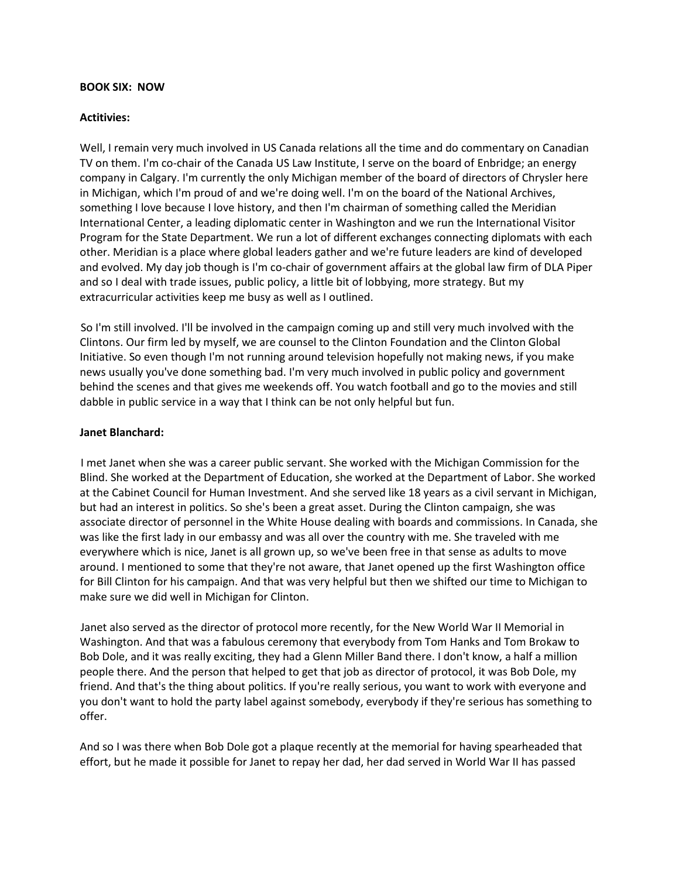**BOOK SIX: NOW**

**Actitivies:**

Well, I remain very much involved in US Canada relations all the time and do commentary on Canadian TV on them. I'm co-chair of the Canada US Law Institute, I serve on the board of Enbridge; an energy company in Calgary. I'm currently the only Michigan member of the board of directors of Chrysler here in Michigan, which I'm proud of and we're doing well. I'm on the board of the National Archives, something I love because I love history, and then I'm chairman of something called the Meridian International Center, a leading diplomatic center in Washington and we run the International Visitor Program for the State Department. We run a lot of different exchanges connecting diplomats with each other. Meridian is a place where global leaders gather and we're future leaders are kind of developed and evolved. My day job though is I'm co-chair of government affairs at the global law firm of DLA Piper and so I deal with trade issues, public policy, a little bit of lobbying, more strategy. But my extracurricular activities keep me busy as well as I outlined.

So I'm still involved. I'll be involved in the campaign coming up and still very much involved with the Clintons. Our firm led by myself, we are counsel to the Clinton Foundation and the Clinton Global Initiative. So even though I'm not running around television hopefully not making news, if you make news usually you've done something bad. I'm very much involved in public policy and government behind the scenes and that gives me weekends off. You watch football and go to the movies and still dabble in public service in a way that I think can be not only helpful but fun.

**Janet Blanchard:**

I met Janet when she was a career public servant. She worked with the Michigan Commission for the Blind. She worked at the Department of Education, she worked at the Department of Labor. She worked at the Cabinet Council for Human Investment. And she served like 18 years as a civil servant in Michigan, but had an interest in politics. So she's been a great asset. During the Clinton campaign, she was associate director of personnel in the White House dealing with boards and commissions. In Canada, she was like the first lady in our embassy and was all over the country with me. She traveled with me everywhere which is nice, Janet is all grown up, so we've been free in that sense as adults to move around. I mentioned to some that they're not aware, that Janet opened up the first Washington office for Bill Clinton for his campaign. And that was very helpful but then we shifted our time to Michigan to make sure we did well in Michigan for Clinton.

Janet also served as the director of protocol more recently, for the New World War II Memorial in Washington. And that was a fabulous ceremony that everybody from Tom Hanks and Tom Brokaw to Bob Dole, and it was really exciting, they had a Glenn Miller Band there. I don't know, a half a million people there. And the person that helped to get that job as director of protocol, it was Bob Dole, my friend. And that's the thing about politics. If you're really serious, you want to work with everyone and you don't want to hold the party label against somebody, everybody if they're serious has something to offer.

And so I was there when Bob Dole got a plaque recently at the memorial for having spearheaded that effort, but he made it possible for Janet to repay her dad, her dad served in World War II has passed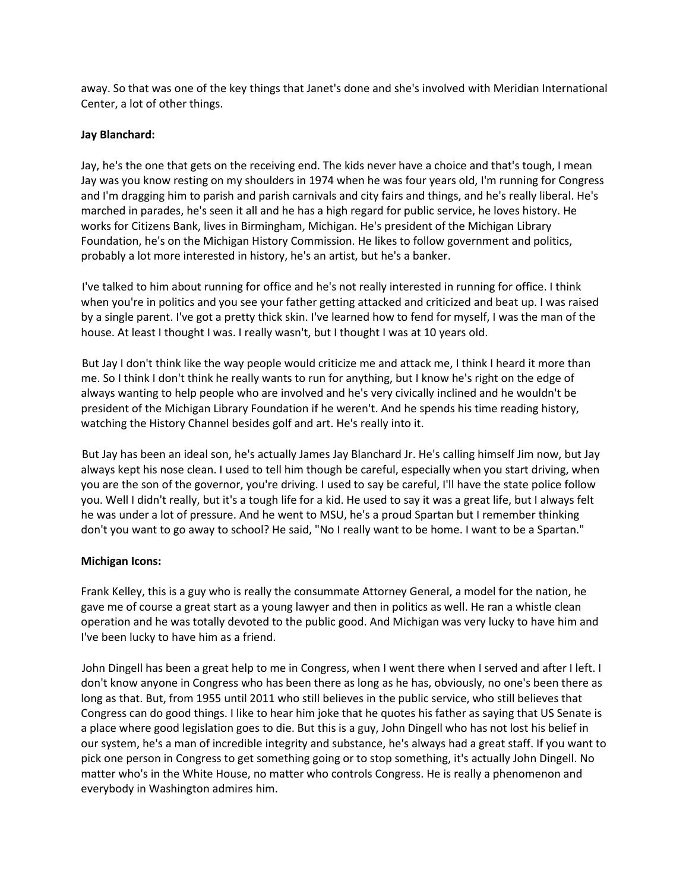away. So that was one of the key things that Janet's done and she's involved with Meridian International Center, a lot of other things.

**Jay Blanchard:**

Jay, he's the one that gets on the receiving end. The kids never have a choice and that's tough, I mean Jay was you know resting on my shoulders in 1974 when he was four years old, I'm running for Congress and I'm dragging him to parish and parish carnivals and city fairs and things, and he's really liberal. He's marched in parades, he's seen it all and he has a high regard for public service, he loves history. He works for Citizens Bank, lives in Birmingham, Michigan. He's president of the Michigan Library Foundation, he's on the Michigan History Commission. He likes to follow government and politics, probably a lot more interested in history, he's an artist, but he's a banker.

I've talked to him about running for office and he's not really interested in running for office. I think when you're in politics and you see your father getting attacked and criticized and beat up. I was raised by a single parent. I've got a pretty thick skin. I've learned how to fend for myself, I was the man of the house. At least I thought I was. I really wasn't, but I thought I was at 10 years old.

But Jay I don't think like the way people would criticize me and attack me, I think I heard it more than me. So I think I don't think he really wants to run for anything, but I know he's right on the edge of always wanting to help people who are involved and he's very civically inclined and he wouldn't be president of the Michigan Library Foundation if he weren't. And he spends his time reading history, watching the History Channel besides golf and art. He's really into it.

But Jay has been an ideal son, he's actually James Jay Blanchard Jr. He's calling himself Jim now, but Jay always kept his nose clean. I used to tell him though be careful, especially when you start driving, when you are the son of the governor, you're driving. I used to say be careful, I'll have the state police follow you. Well I didn't really, but it's a tough life for a kid. He used to say it was a great life, but I always felt he was under a lot of pressure. And he went to MSU, he's a proud Spartan but I remember thinking don't you want to go away to school? He said, "No I really want to be home. I want to be a Spartan."

**Michigan Icons:**

Frank Kelley, this is a guy who is really the consummate Attorney General, a model for the nation, he gave me of course a great start as a young lawyer and then in politics as well. He ran a whistle clean operation and he was totally devoted to the public good. And Michigan was very lucky to have him and I've been lucky to have him as a friend.

John Dingell has been a great help to me in Congress, when I went there when I served and after I left. I don't know anyone in Congress who has been there as long as he has, obviously, no one's been there as long as that. But, from 1955 until 2011 who still believes in the public service, who still believes that Congress can do good things. I like to hear him joke that he quotes his father as saying that US Senate is a place where good legislation goes to die. But this is a guy, John Dingell who has not lost his belief in our system, he's a man of incredible integrity and substance, he's always had a great staff. If you want to pick one person in Congress to get something going or to stop something, it's actually John Dingell. No matter who's in the White House, no matter who controls Congress. He is really a phenomenon and everybody in Washington admires him.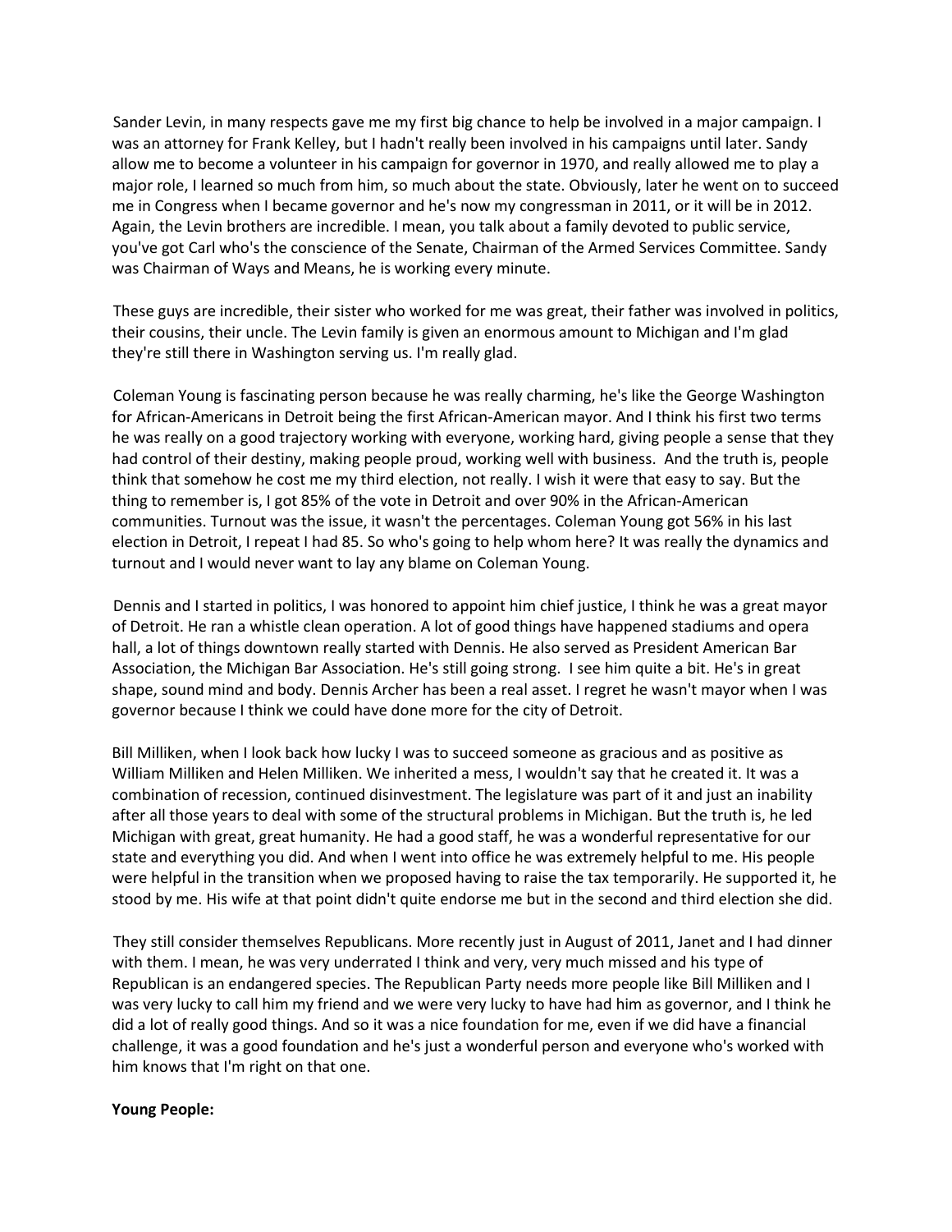Sander Levin, in many respects gave me my first big chance to help be involved in a major campaign. I was an attorney for Frank Kelley, but I hadn't really been involved in his campaigns until later. Sandy allow me to become a volunteer in his campaign for governor in 1970, and really allowed me to play a major role, I learned so much from him, so much about the state. Obviously, later he went on to succeed me in Congress when I became governor and he's now my congressman in 2011, or it will be in 2012. Again, the Levin brothers are incredible. I mean, you talk about a family devoted to public service, you've got Carl who's the conscience of the Senate, Chairman of the Armed Services Committee. Sandy was Chairman of Ways and Means, he is working every minute.

These guys are incredible, their sister who worked for me was great, their father was involved in politics, their cousins, their uncle. The Levin family is given an enormous amount to Michigan and I'm glad they're still there in Washington serving us. I'm really glad.

Coleman Young is fascinating person because he was really charming, he's like the George Washington for African-Americans in Detroit being the first African-American mayor. And I think his first two terms he was really on a good trajectory working with everyone, working hard, giving people a sense that they had control of their destiny, making people proud, working well with business. And the truth is, people think that somehow he cost me my third election, not really. I wish it were that easy to say. But the thing to remember is, I got 85% of the vote in Detroit and over 90% in the African-American communities. Turnout was the issue, it wasn't the percentages. Coleman Young got 56% in his last election in Detroit, I repeat I had 85. So who's going to help whom here? It was really the dynamics and turnout and I would never want to lay any blame on Coleman Young.

Dennis and I started in politics, I was honored to appoint him chief justice, I think he was a great mayor of Detroit. He ran a whistle clean operation. A lot of good things have happened stadiums and opera hall, a lot of things downtown really started with Dennis. He also served as President American Bar Association, the Michigan Bar Association. He's still going strong. I see him quite a bit. He's in great shape, sound mind and body. Dennis Archer has been a real asset. I regret he wasn't mayor when I was governor because I think we could have done more for the city of Detroit.

Bill Milliken, when I look back how lucky I was to succeed someone as gracious and as positive as William Milliken and Helen Milliken. We inherited a mess, I wouldn't say that he created it. It was a combination of recession, continued disinvestment. The legislature was part of it and just an inability after all those years to deal with some of the structural problems in Michigan. But the truth is, he led Michigan with great, great humanity. He had a good staff, he was a wonderful representative for our state and everything you did. And when I went into office he was extremely helpful to me. His people were helpful in the transition when we proposed having to raise the tax temporarily. He supported it, he stood by me. His wife at that point didn't quite endorse me but in the second and third election she did.

They still consider themselves Republicans. More recently just in August of 2011, Janet and I had dinner with them. I mean, he was very underrated I think and very, very much missed and his type of Republican is an endangered species. The Republican Party needs more people like Bill Milliken and I was very lucky to call him my friend and we were very lucky to have had him as governor, and I think he did a lot of really good things. And so it was a nice foundation for me, even if we did have a financial challenge, it was a good foundation and he's just a wonderful person and everyone who's worked with him knows that I'm right on that one.

**Young People:**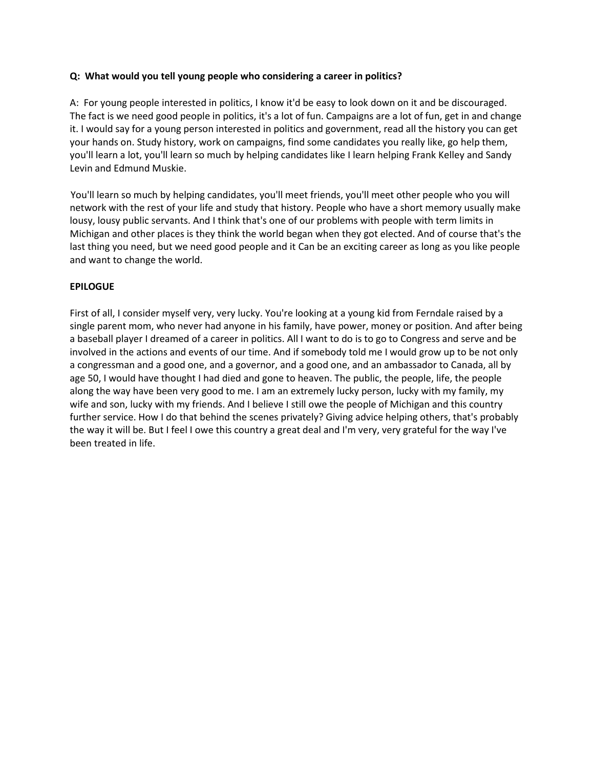**Q: What would you tell young people who considering a career in politics?**

A: For young people interested in politics, I know it'd be easy to look down on it and be discouraged. The fact is we need good people in politics, it's a lot of fun. Campaigns are a lot of fun, get in and change it. I would say for a young person interested in politics and government, read all the history you can get your hands on. Study history, work on campaigns, find some candidates you really like, go help them, you'll learn a lot, you'll learn so much by helping candidates like I learn helping Frank Kelley and Sandy Levin and Edmund Muskie.

You'll learn so much by helping candidates, you'll meet friends, you'll meet other people who you will network with the rest of your life and study that history. People who have a short memory usually make lousy, lousy public servants. And I think that's one of our problems with people with term limits in Michigan and other places is they think the world began when they got elected. And of course that's the last thing you need, but we need good people and it Can be an exciting career as long as you like people and want to change the world.

**EPILOGUE**

First of all, I consider myself very, very lucky. You're looking at a young kid from Ferndale raised by a single parent mom, who never had anyone in his family, have power, money or position. And after being a baseball player I dreamed of a career in politics. All I want to do is to go to Congress and serve and be involved in the actions and events of our time. And if somebody told me I would grow up to be not only a congressman and a good one, and a governor, and a good one, and an ambassador to Canada, all by age 50, I would have thought I had died and gone to heaven. The public, the people, life, the people along the way have been very good to me. I am an extremely lucky person, lucky with my family, my wife and son, lucky with my friends. And I believe I still owe the people of Michigan and this country further service. How I do that behind the scenes privately? Giving advice helping others, that's probably the way it will be. But I feel I owe this country a great deal and I'm very, very grateful for the way I've been treated in life.